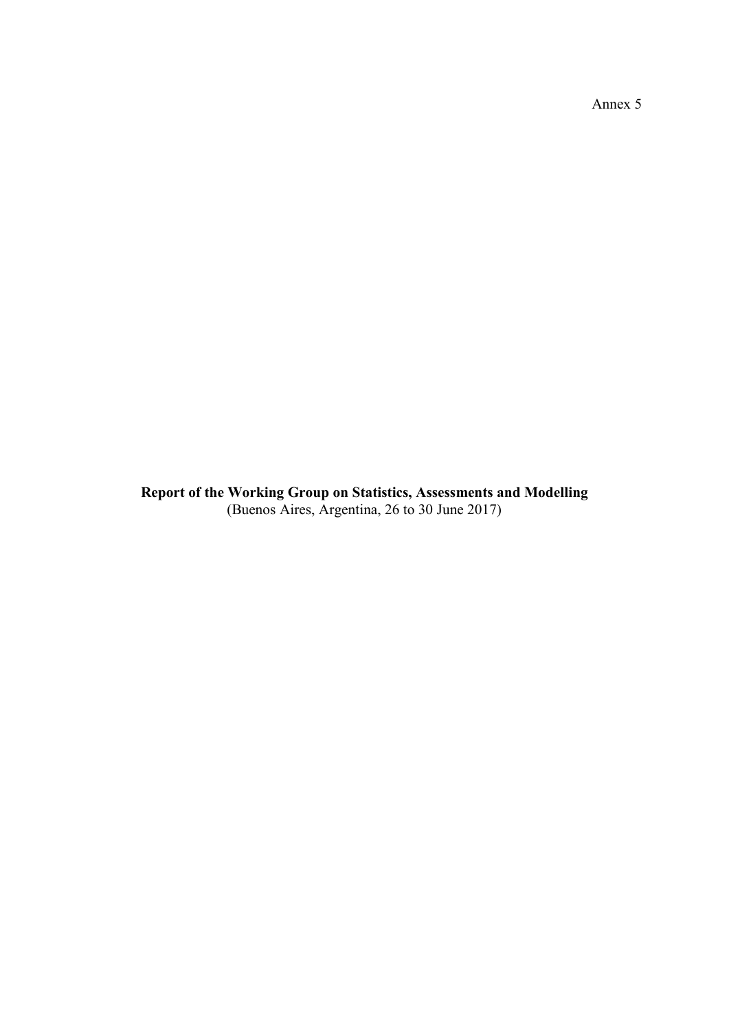Annex 5

**Report of the Working Group on Statistics, Assessments and Modelling**
(Buenos Aires, Argentina, 26 to 30 June 2017)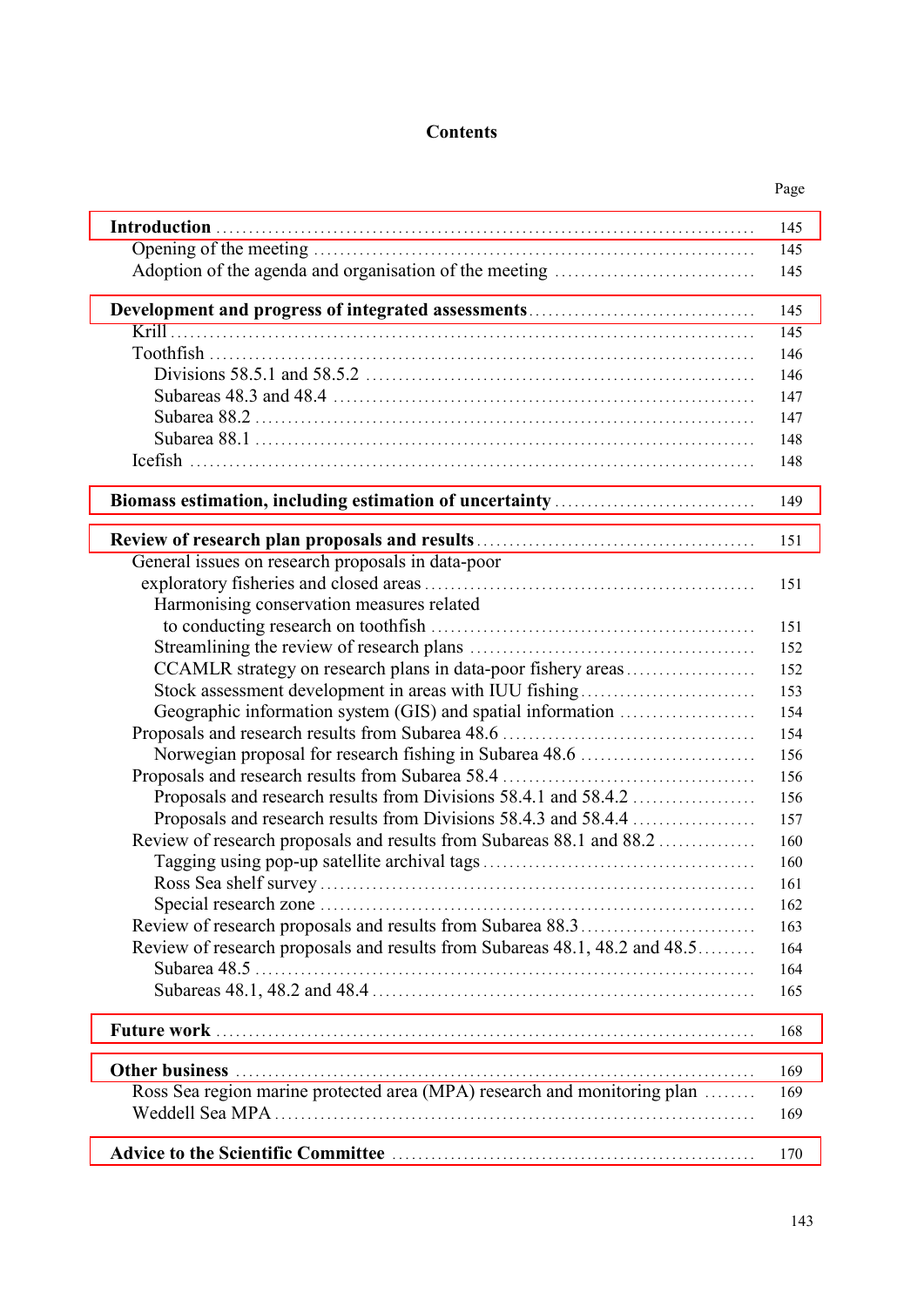# Contents

| | Page |
|---|---|
| **Introduction** | 145 |
| Opening of the meeting | 145 |
| Adoption of the agenda and organisation of the meeting | 145 |
| **Development and progress of integrated assessments** | 145 |
| Krill | 145 |
| Toothfish | 146 |
| Divisions 58.5.1 and 58.5.2 | 146 |
| Subareas 48.3 and 48.4 | 147 |
| Subarea 88.2 | 147 |
| Subarea 88.1 | 148 |
| Icefish | 148 |
| **Biomass estimation, including estimation of uncertainty** | 149 |
| **Review of research plan proposals and results** | 151 |
| General issues on research proposals in data-poor exploratory fisheries and closed areas | 151 |
| Harmonising conservation measures related to conducting research on toothfish | 151 |
| Streamlining the review of research plans | 152 |
| CCAMLR strategy on research plans in data-poor fishery areas | 152 |
| Stock assessment development in areas with IUU fishing | 153 |
| Geographic information system (GIS) and spatial information | 154 |
| Proposals and research results from Subarea 48.6 | 154 |
| Norwegian proposal for research fishing in Subarea 48.6 | 156 |
| Proposals and research results from Subarea 58.4 | 156 |
| Proposals and research results from Divisions 58.4.1 and 58.4.2 | 156 |
| Proposals and research results from Divisions 58.4.3 and 58.4.4 | 157 |
| Review of research proposals and results from Subareas 88.1 and 88.2 | 160 |
| Tagging using pop-up satellite archival tags | 160 |
| Ross Sea shelf survey | 161 |
| Special research zone | 162 |
| Review of research proposals and results from Subarea 88.3 | 163 |
| Review of research proposals and results from Subareas 48.1, 48.2 and 48.5 | 164 |
| Subarea 48.5 | 164 |
| Subareas 48.1, 48.2 and 48.4 | 165 |
| **Future work** | 168 |
| **Other business** | 169 |
| Ross Sea region marine protected area (MPA) research and monitoring plan | 169 |
| Weddell Sea MPA | 169 |
| **Advice to the Scientific Committee** | 170 |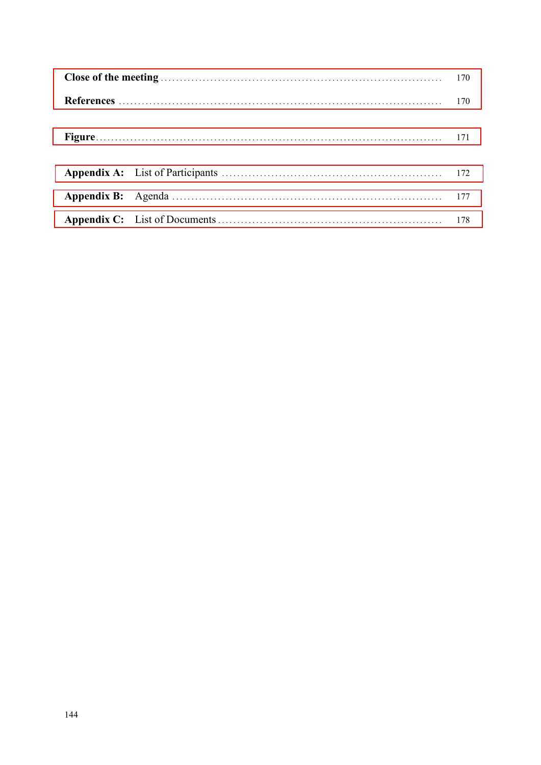**Close of the meeting** .......................................................................... 170

**References** .......................................................................................... 170

**Figure** ................................................................................................. 171

**Appendix A:** List of Participants ........................................................ 172

**Appendix B:** Agenda ........................................................................... 177

**Appendix C:** List of Documents ......................................................... 178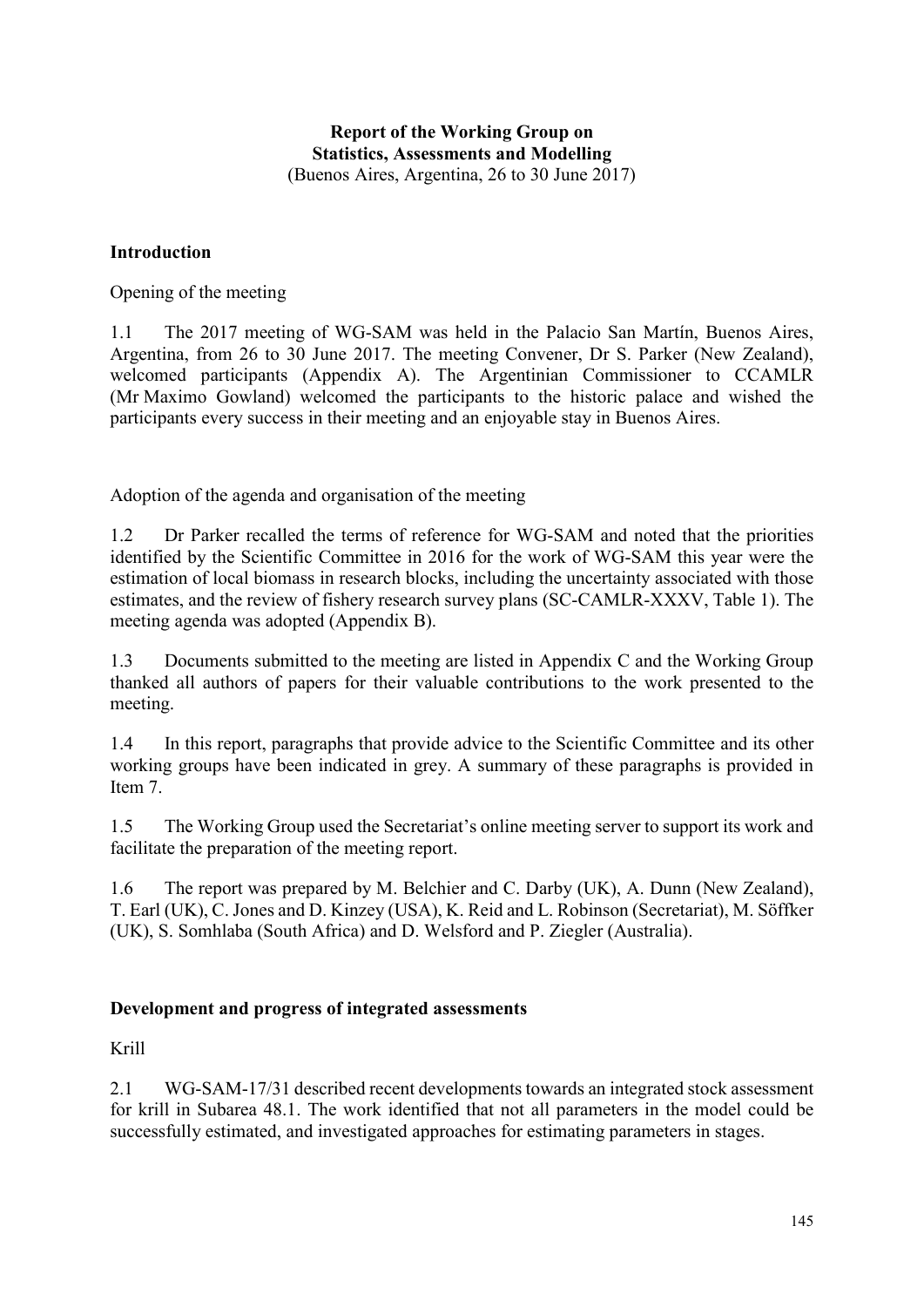**Report of the Working Group on**
**Statistics, Assessments and Modelling**
(Buenos Aires, Argentina, 26 to 30 June 2017)

## Introduction

### Opening of the meeting

1.1 The 2017 meeting of WG-SAM was held in the Palacio San Martín, Buenos Aires, Argentina, from 26 to 30 June 2017. The meeting Convener, Dr S. Parker (New Zealand), welcomed participants (Appendix A). The Argentinian Commissioner to CCAMLR (Mr Maximo Gowland) welcomed the participants to the historic palace and wished the participants every success in their meeting and an enjoyable stay in Buenos Aires.

### Adoption of the agenda and organisation of the meeting

1.2 Dr Parker recalled the terms of reference for WG-SAM and noted that the priorities identified by the Scientific Committee in 2016 for the work of WG-SAM this year were the estimation of local biomass in research blocks, including the uncertainty associated with those estimates, and the review of fishery research survey plans (SC-CAMLR-XXXV, Table 1). The meeting agenda was adopted (Appendix B).

1.3 Documents submitted to the meeting are listed in Appendix C and the Working Group thanked all authors of papers for their valuable contributions to the work presented to the meeting.

1.4 In this report, paragraphs that provide advice to the Scientific Committee and its other working groups have been indicated in grey. A summary of these paragraphs is provided in Item 7.

1.5 The Working Group used the Secretariat's online meeting server to support its work and facilitate the preparation of the meeting report.

1.6 The report was prepared by M. Belchier and C. Darby (UK), A. Dunn (New Zealand), T. Earl (UK), C. Jones and D. Kinzey (USA), K. Reid and L. Robinson (Secretariat), M. Söffker (UK), S. Somhlaba (South Africa) and D. Welsford and P. Ziegler (Australia).

## Development and progress of integrated assessments

### Krill

2.1 WG-SAM-17/31 described recent developments towards an integrated stock assessment for krill in Subarea 48.1. The work identified that not all parameters in the model could be successfully estimated, and investigated approaches for estimating parameters in stages.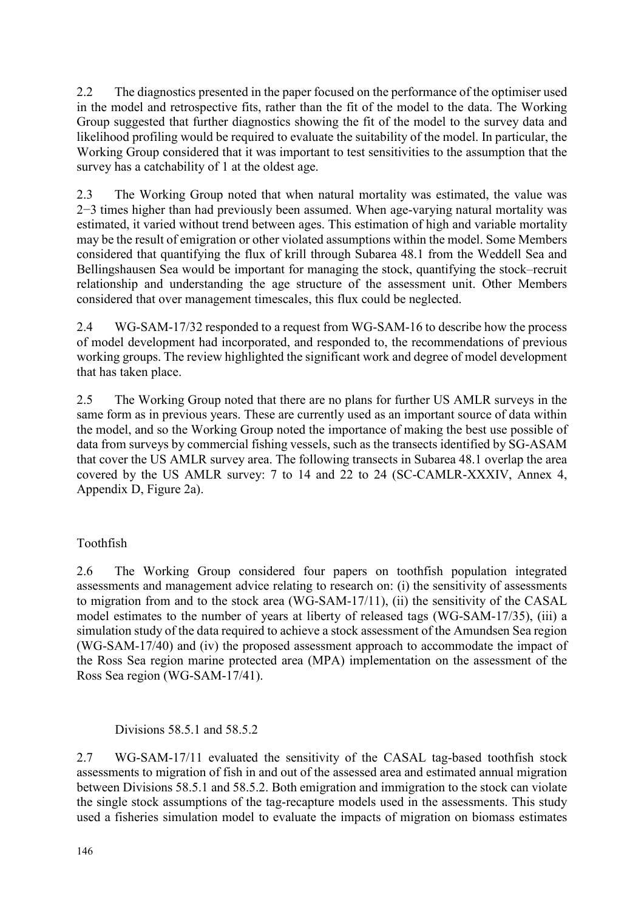2.2 The diagnostics presented in the paper focused on the performance of the optimiser used in the model and retrospective fits, rather than the fit of the model to the data. The Working Group suggested that further diagnostics showing the fit of the model to the survey data and likelihood profiling would be required to evaluate the suitability of the model. In particular, the Working Group considered that it was important to test sensitivities to the assumption that the survey has a catchability of 1 at the oldest age.

2.3 The Working Group noted that when natural mortality was estimated, the value was 2−3 times higher than had previously been assumed. When age-varying natural mortality was estimated, it varied without trend between ages. This estimation of high and variable mortality may be the result of emigration or other violated assumptions within the model. Some Members considered that quantifying the flux of krill through Subarea 48.1 from the Weddell Sea and Bellingshausen Sea would be important for managing the stock, quantifying the stock–recruit relationship and understanding the age structure of the assessment unit. Other Members considered that over management timescales, this flux could be neglected.

2.4 WG-SAM-17/32 responded to a request from WG-SAM-16 to describe how the process of model development had incorporated, and responded to, the recommendations of previous working groups. The review highlighted the significant work and degree of model development that has taken place.

2.5 The Working Group noted that there are no plans for further US AMLR surveys in the same form as in previous years. These are currently used as an important source of data within the model, and so the Working Group noted the importance of making the best use possible of data from surveys by commercial fishing vessels, such as the transects identified by SG-ASAM that cover the US AMLR survey area. The following transects in Subarea 48.1 overlap the area covered by the US AMLR survey: 7 to 14 and 22 to 24 (SC-CAMLR-XXXIV, Annex 4, Appendix D, Figure 2a).

## Toothfish

2.6 The Working Group considered four papers on toothfish population integrated assessments and management advice relating to research on: (i) the sensitivity of assessments to migration from and to the stock area (WG-SAM-17/11), (ii) the sensitivity of the CASAL model estimates to the number of years at liberty of released tags (WG-SAM-17/35), (iii) a simulation study of the data required to achieve a stock assessment of the Amundsen Sea region (WG-SAM-17/40) and (iv) the proposed assessment approach to accommodate the impact of the Ross Sea region marine protected area (MPA) implementation on the assessment of the Ross Sea region (WG-SAM-17/41).

### Divisions 58.5.1 and 58.5.2

2.7 WG-SAM-17/11 evaluated the sensitivity of the CASAL tag-based toothfish stock assessments to migration of fish in and out of the assessed area and estimated annual migration between Divisions 58.5.1 and 58.5.2. Both emigration and immigration to the stock can violate the single stock assumptions of the tag-recapture models used in the assessments. This study used a fisheries simulation model to evaluate the impacts of migration on biomass estimates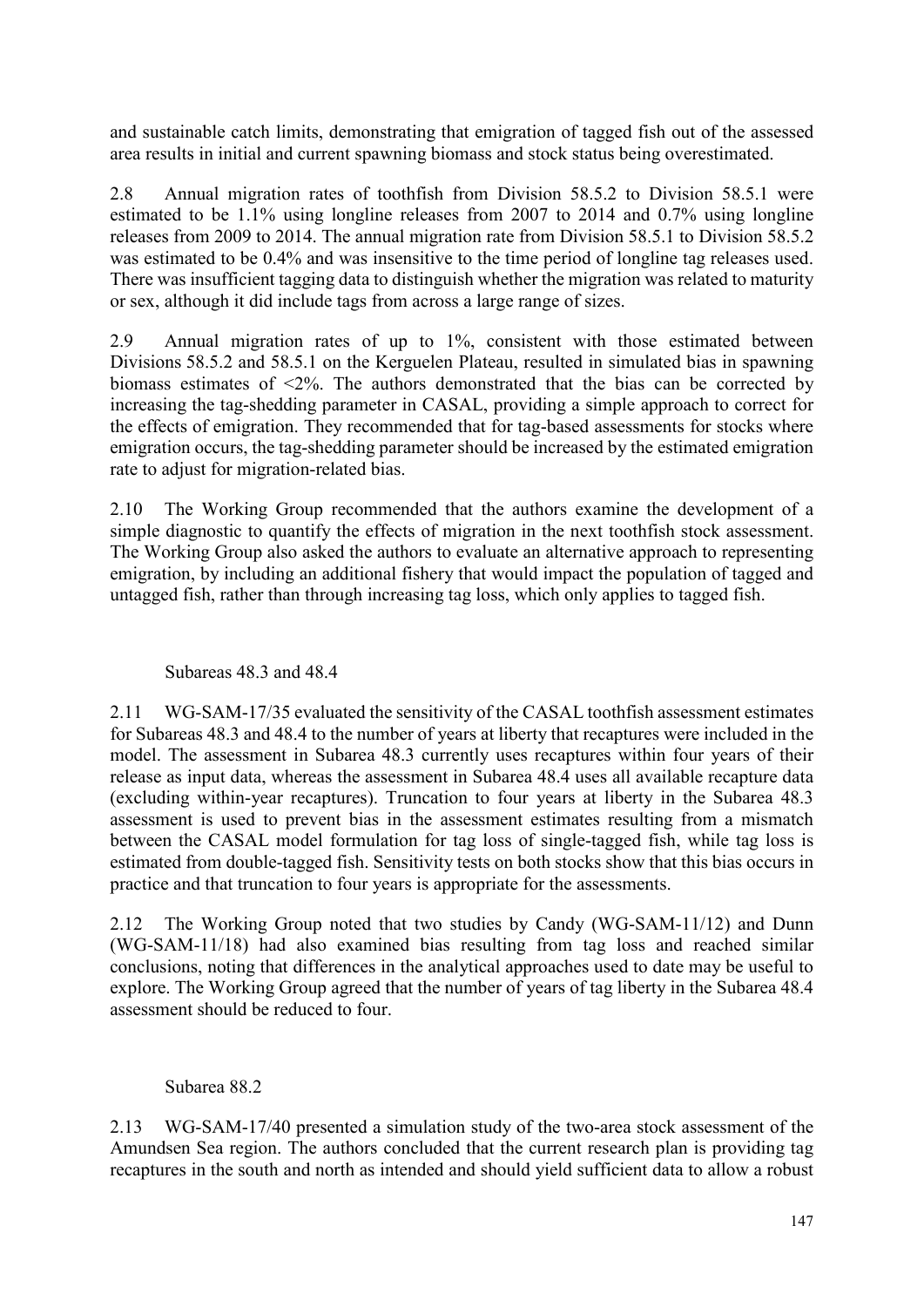and sustainable catch limits, demonstrating that emigration of tagged fish out of the assessed area results in initial and current spawning biomass and stock status being overestimated.

2.8 Annual migration rates of toothfish from Division 58.5.2 to Division 58.5.1 were estimated to be 1.1% using longline releases from 2007 to 2014 and 0.7% using longline releases from 2009 to 2014. The annual migration rate from Division 58.5.1 to Division 58.5.2 was estimated to be 0.4% and was insensitive to the time period of longline tag releases used. There was insufficient tagging data to distinguish whether the migration was related to maturity or sex, although it did include tags from across a large range of sizes.

2.9 Annual migration rates of up to 1%, consistent with those estimated between Divisions 58.5.2 and 58.5.1 on the Kerguelen Plateau, resulted in simulated bias in spawning biomass estimates of <2%. The authors demonstrated that the bias can be corrected by increasing the tag-shedding parameter in CASAL, providing a simple approach to correct for the effects of emigration. They recommended that for tag-based assessments for stocks where emigration occurs, the tag-shedding parameter should be increased by the estimated emigration rate to adjust for migration-related bias.

2.10 The Working Group recommended that the authors examine the development of a simple diagnostic to quantify the effects of migration in the next toothfish stock assessment. The Working Group also asked the authors to evaluate an alternative approach to representing emigration, by including an additional fishery that would impact the population of tagged and untagged fish, rather than through increasing tag loss, which only applies to tagged fish.

### Subareas 48.3 and 48.4

2.11 WG-SAM-17/35 evaluated the sensitivity of the CASAL toothfish assessment estimates for Subareas 48.3 and 48.4 to the number of years at liberty that recaptures were included in the model. The assessment in Subarea 48.3 currently uses recaptures within four years of their release as input data, whereas the assessment in Subarea 48.4 uses all available recapture data (excluding within-year recaptures). Truncation to four years at liberty in the Subarea 48.3 assessment is used to prevent bias in the assessment estimates resulting from a mismatch between the CASAL model formulation for tag loss of single-tagged fish, while tag loss is estimated from double-tagged fish. Sensitivity tests on both stocks show that this bias occurs in practice and that truncation to four years is appropriate for the assessments.

2.12 The Working Group noted that two studies by Candy (WG-SAM-11/12) and Dunn (WG-SAM-11/18) had also examined bias resulting from tag loss and reached similar conclusions, noting that differences in the analytical approaches used to date may be useful to explore. The Working Group agreed that the number of years of tag liberty in the Subarea 48.4 assessment should be reduced to four.

### Subarea 88.2

2.13 WG-SAM-17/40 presented a simulation study of the two-area stock assessment of the Amundsen Sea region. The authors concluded that the current research plan is providing tag recaptures in the south and north as intended and should yield sufficient data to allow a robust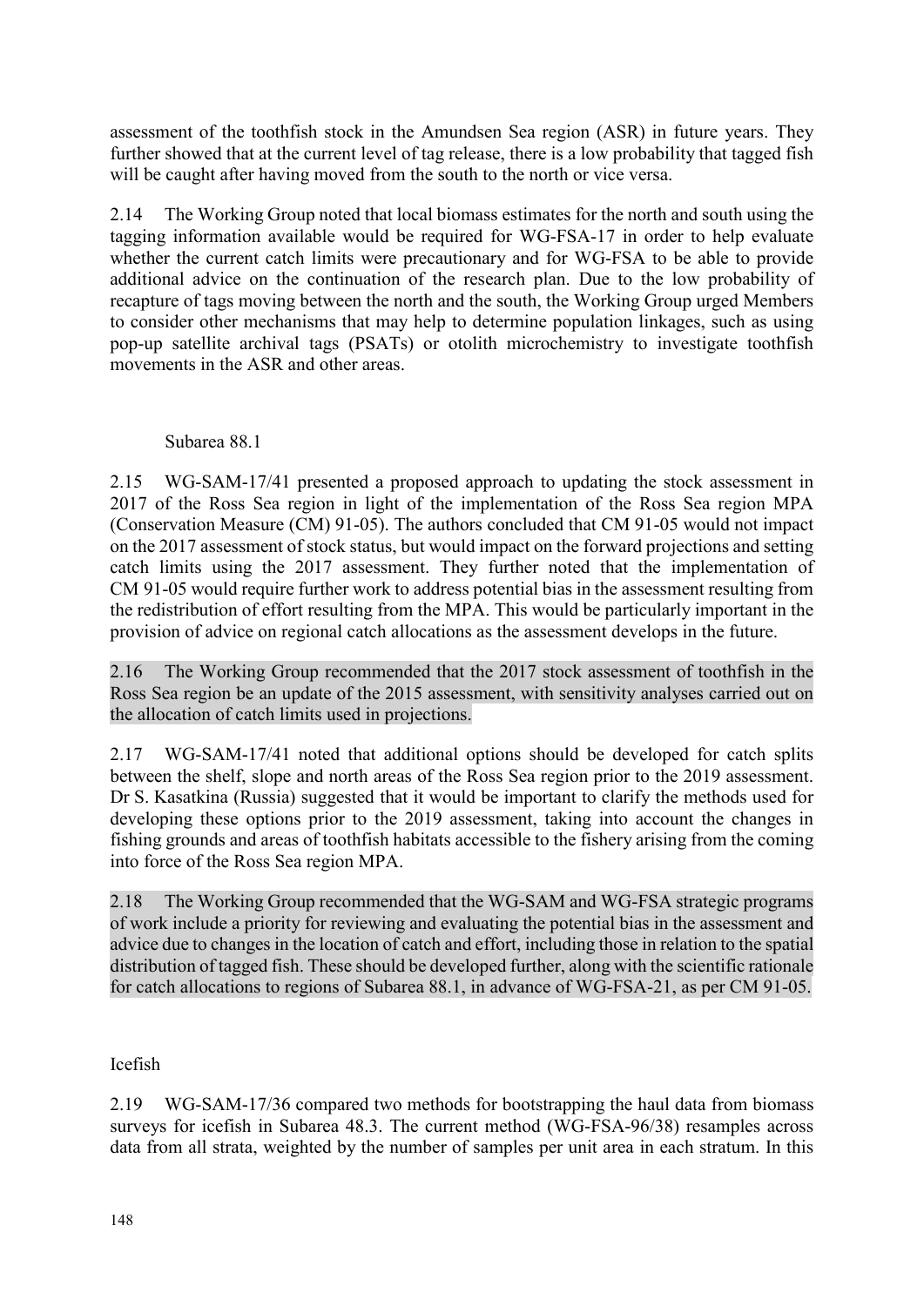assessment of the toothfish stock in the Amundsen Sea region (ASR) in future years. They further showed that at the current level of tag release, there is a low probability that tagged fish will be caught after having moved from the south to the north or vice versa.

2.14 The Working Group noted that local biomass estimates for the north and south using the tagging information available would be required for WG-FSA-17 in order to help evaluate whether the current catch limits were precautionary and for WG-FSA to be able to provide additional advice on the continuation of the research plan. Due to the low probability of recapture of tags moving between the north and the south, the Working Group urged Members to consider other mechanisms that may help to determine population linkages, such as using pop-up satellite archival tags (PSATs) or otolith microchemistry to investigate toothfish movements in the ASR and other areas.

### Subarea 88.1

2.15 WG-SAM-17/41 presented a proposed approach to updating the stock assessment in 2017 of the Ross Sea region in light of the implementation of the Ross Sea region MPA (Conservation Measure (CM) 91-05). The authors concluded that CM 91-05 would not impact on the 2017 assessment of stock status, but would impact on the forward projections and setting catch limits using the 2017 assessment. They further noted that the implementation of CM 91-05 would require further work to address potential bias in the assessment resulting from the redistribution of effort resulting from the MPA. This would be particularly important in the provision of advice on regional catch allocations as the assessment develops in the future.

2.16 The Working Group recommended that the 2017 stock assessment of toothfish in the Ross Sea region be an update of the 2015 assessment, with sensitivity analyses carried out on the allocation of catch limits used in projections.

2.17 WG-SAM-17/41 noted that additional options should be developed for catch splits between the shelf, slope and north areas of the Ross Sea region prior to the 2019 assessment. Dr S. Kasatkina (Russia) suggested that it would be important to clarify the methods used for developing these options prior to the 2019 assessment, taking into account the changes in fishing grounds and areas of toothfish habitats accessible to the fishery arising from the coming into force of the Ross Sea region MPA.

2.18 The Working Group recommended that the WG-SAM and WG-FSA strategic programs of work include a priority for reviewing and evaluating the potential bias in the assessment and advice due to changes in the location of catch and effort, including those in relation to the spatial distribution of tagged fish. These should be developed further, along with the scientific rationale for catch allocations to regions of Subarea 88.1, in advance of WG-FSA-21, as per CM 91-05.

## Icefish

2.19 WG-SAM-17/36 compared two methods for bootstrapping the haul data from biomass surveys for icefish in Subarea 48.3. The current method (WG-FSA-96/38) resamples across data from all strata, weighted by the number of samples per unit area in each stratum. In this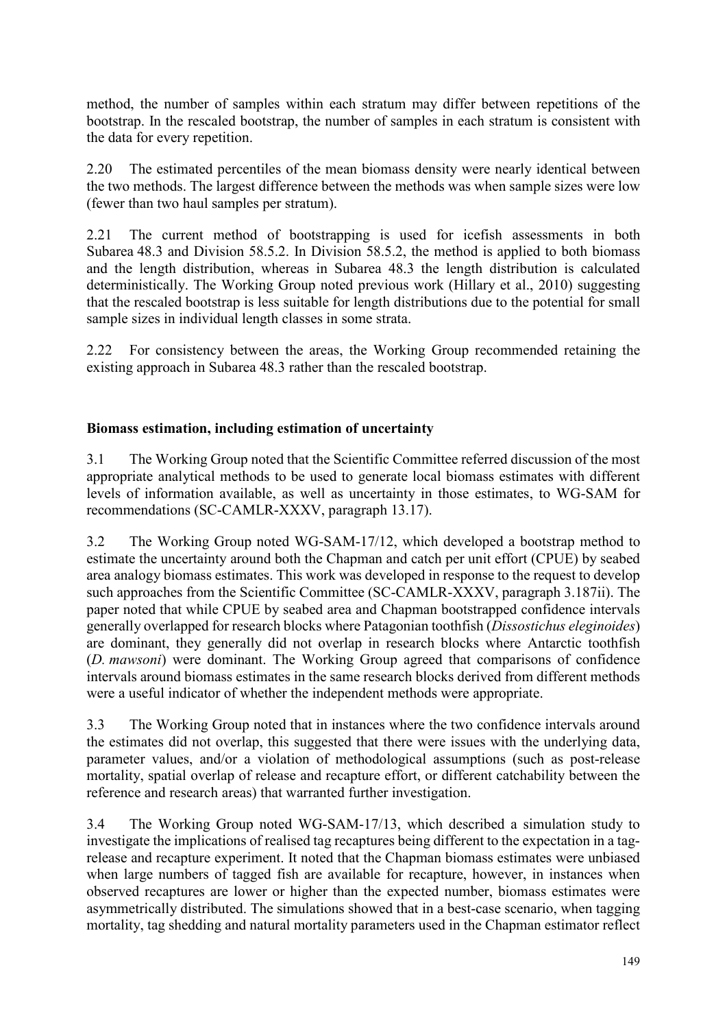method, the number of samples within each stratum may differ between repetitions of the bootstrap. In the rescaled bootstrap, the number of samples in each stratum is consistent with the data for every repetition.

2.20 The estimated percentiles of the mean biomass density were nearly identical between the two methods. The largest difference between the methods was when sample sizes were low (fewer than two haul samples per stratum).

2.21 The current method of bootstrapping is used for icefish assessments in both Subarea 48.3 and Division 58.5.2. In Division 58.5.2, the method is applied to both biomass and the length distribution, whereas in Subarea 48.3 the length distribution is calculated deterministically. The Working Group noted previous work (Hillary et al., 2010) suggesting that the rescaled bootstrap is less suitable for length distributions due to the potential for small sample sizes in individual length classes in some strata.

2.22 For consistency between the areas, the Working Group recommended retaining the existing approach in Subarea 48.3 rather than the rescaled bootstrap.

## Biomass estimation, including estimation of uncertainty

3.1 The Working Group noted that the Scientific Committee referred discussion of the most appropriate analytical methods to be used to generate local biomass estimates with different levels of information available, as well as uncertainty in those estimates, to WG-SAM for recommendations (SC-CAMLR-XXXV, paragraph 13.17).

3.2 The Working Group noted WG-SAM-17/12, which developed a bootstrap method to estimate the uncertainty around both the Chapman and catch per unit effort (CPUE) by seabed area analogy biomass estimates. This work was developed in response to the request to develop such approaches from the Scientific Committee (SC-CAMLR-XXXV, paragraph 3.187ii). The paper noted that while CPUE by seabed area and Chapman bootstrapped confidence intervals generally overlapped for research blocks where Patagonian toothfish (*Dissostichus eleginoides*) are dominant, they generally did not overlap in research blocks where Antarctic toothfish (*D. mawsoni*) were dominant. The Working Group agreed that comparisons of confidence intervals around biomass estimates in the same research blocks derived from different methods were a useful indicator of whether the independent methods were appropriate.

3.3 The Working Group noted that in instances where the two confidence intervals around the estimates did not overlap, this suggested that there were issues with the underlying data, parameter values, and/or a violation of methodological assumptions (such as post-release mortality, spatial overlap of release and recapture effort, or different catchability between the reference and research areas) that warranted further investigation.

3.4 The Working Group noted WG-SAM-17/13, which described a simulation study to investigate the implications of realised tag recaptures being different to the expectation in a tag-release and recapture experiment. It noted that the Chapman biomass estimates were unbiased when large numbers of tagged fish are available for recapture, however, in instances when observed recaptures are lower or higher than the expected number, biomass estimates were asymmetrically distributed. The simulations showed that in a best-case scenario, when tagging mortality, tag shedding and natural mortality parameters used in the Chapman estimator reflect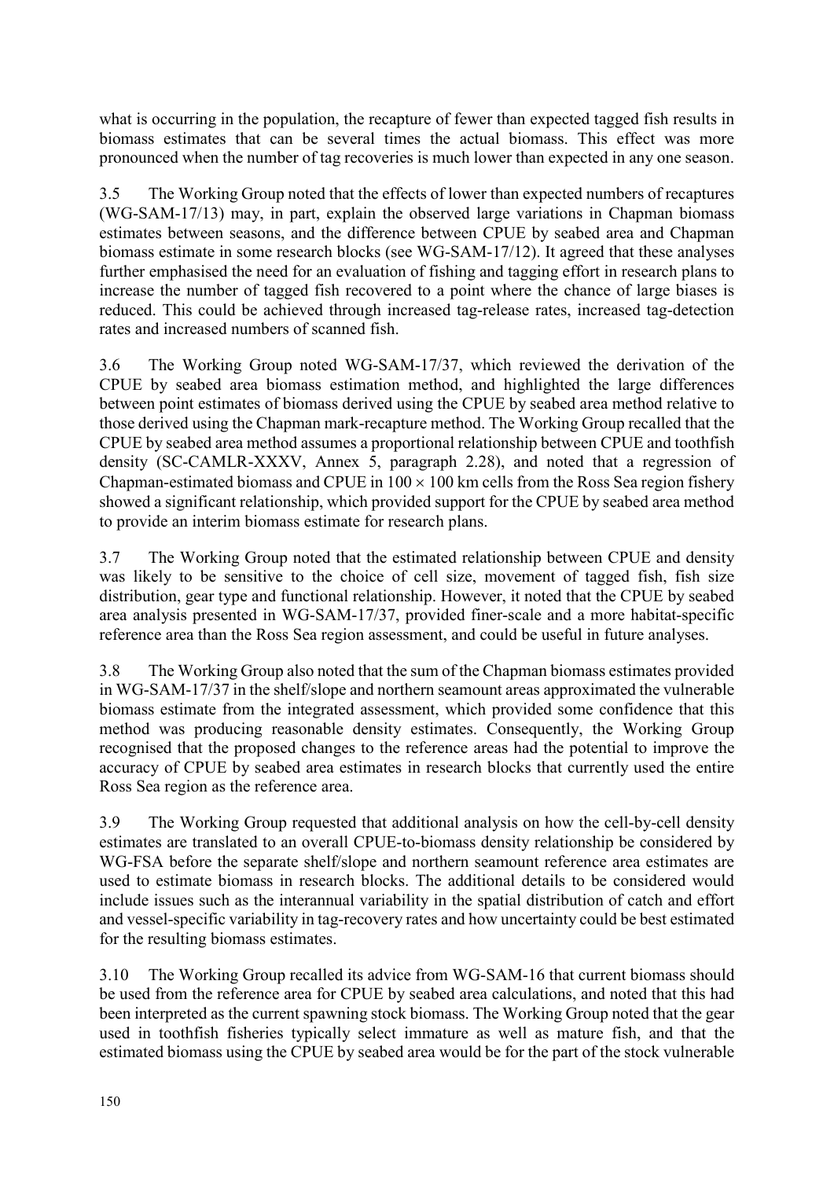what is occurring in the population, the recapture of fewer than expected tagged fish results in biomass estimates that can be several times the actual biomass. This effect was more pronounced when the number of tag recoveries is much lower than expected in any one season.

3.5 The Working Group noted that the effects of lower than expected numbers of recaptures (WG-SAM-17/13) may, in part, explain the observed large variations in Chapman biomass estimates between seasons, and the difference between CPUE by seabed area and Chapman biomass estimate in some research blocks (see WG-SAM-17/12). It agreed that these analyses further emphasised the need for an evaluation of fishing and tagging effort in research plans to increase the number of tagged fish recovered to a point where the chance of large biases is reduced. This could be achieved through increased tag-release rates, increased tag-detection rates and increased numbers of scanned fish.

3.6 The Working Group noted WG-SAM-17/37, which reviewed the derivation of the CPUE by seabed area biomass estimation method, and highlighted the large differences between point estimates of biomass derived using the CPUE by seabed area method relative to those derived using the Chapman mark-recapture method. The Working Group recalled that the CPUE by seabed area method assumes a proportional relationship between CPUE and toothfish density (SC-CAMLR-XXXV, Annex 5, paragraph 2.28), and noted that a regression of Chapman-estimated biomass and CPUE in $100 \times 100$ km cells from the Ross Sea region fishery showed a significant relationship, which provided support for the CPUE by seabed area method to provide an interim biomass estimate for research plans.

3.7 The Working Group noted that the estimated relationship between CPUE and density was likely to be sensitive to the choice of cell size, movement of tagged fish, fish size distribution, gear type and functional relationship. However, it noted that the CPUE by seabed area analysis presented in WG-SAM-17/37, provided finer-scale and a more habitat-specific reference area than the Ross Sea region assessment, and could be useful in future analyses.

3.8 The Working Group also noted that the sum of the Chapman biomass estimates provided in WG-SAM-17/37 in the shelf/slope and northern seamount areas approximated the vulnerable biomass estimate from the integrated assessment, which provided some confidence that this method was producing reasonable density estimates. Consequently, the Working Group recognised that the proposed changes to the reference areas had the potential to improve the accuracy of CPUE by seabed area estimates in research blocks that currently used the entire Ross Sea region as the reference area.

3.9 The Working Group requested that additional analysis on how the cell-by-cell density estimates are translated to an overall CPUE-to-biomass density relationship be considered by WG-FSA before the separate shelf/slope and northern seamount reference area estimates are used to estimate biomass in research blocks. The additional details to be considered would include issues such as the interannual variability in the spatial distribution of catch and effort and vessel-specific variability in tag-recovery rates and how uncertainty could be best estimated for the resulting biomass estimates.

3.10 The Working Group recalled its advice from WG-SAM-16 that current biomass should be used from the reference area for CPUE by seabed area calculations, and noted that this had been interpreted as the current spawning stock biomass. The Working Group noted that the gear used in toothfish fisheries typically select immature as well as mature fish, and that the estimated biomass using the CPUE by seabed area would be for the part of the stock vulnerable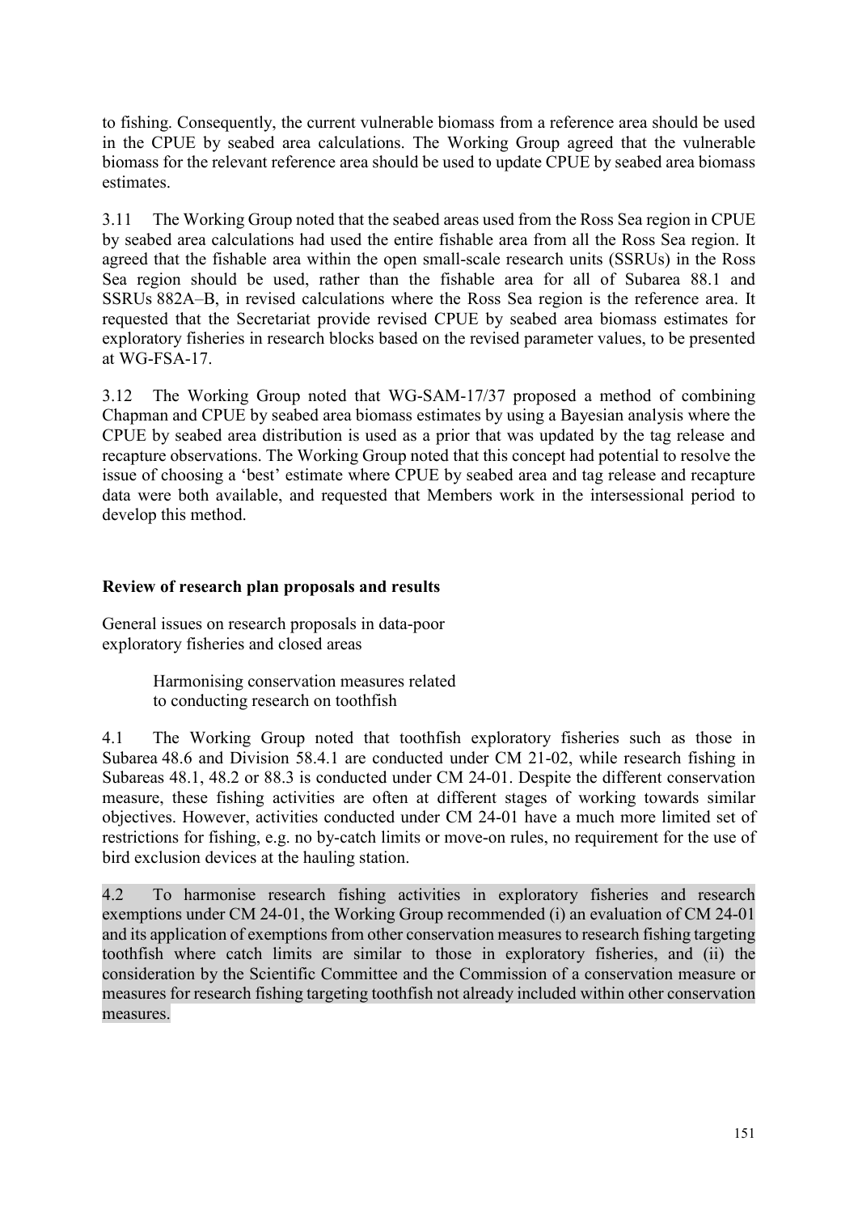to fishing. Consequently, the current vulnerable biomass from a reference area should be used in the CPUE by seabed area calculations. The Working Group agreed that the vulnerable biomass for the relevant reference area should be used to update CPUE by seabed area biomass estimates.

3.11 The Working Group noted that the seabed areas used from the Ross Sea region in CPUE by seabed area calculations had used the entire fishable area from all the Ross Sea region. It agreed that the fishable area within the open small-scale research units (SSRUs) in the Ross Sea region should be used, rather than the fishable area for all of Subarea 88.1 and SSRUs 882A–B, in revised calculations where the Ross Sea region is the reference area. It requested that the Secretariat provide revised CPUE by seabed area biomass estimates for exploratory fisheries in research blocks based on the revised parameter values, to be presented at WG-FSA-17.

3.12 The Working Group noted that WG-SAM-17/37 proposed a method of combining Chapman and CPUE by seabed area biomass estimates by using a Bayesian analysis where the CPUE by seabed area distribution is used as a prior that was updated by the tag release and recapture observations. The Working Group noted that this concept had potential to resolve the issue of choosing a 'best' estimate where CPUE by seabed area and tag release and recapture data were both available, and requested that Members work in the intersessional period to develop this method.

## Review of research plan proposals and results

### General issues on research proposals in data-poor exploratory fisheries and closed areas

#### Harmonising conservation measures related to conducting research on toothfish

4.1 The Working Group noted that toothfish exploratory fisheries such as those in Subarea 48.6 and Division 58.4.1 are conducted under CM 21-02, while research fishing in Subareas 48.1, 48.2 or 88.3 is conducted under CM 24-01. Despite the different conservation measure, these fishing activities are often at different stages of working towards similar objectives. However, activities conducted under CM 24-01 have a much more limited set of restrictions for fishing, e.g. no by-catch limits or move-on rules, no requirement for the use of bird exclusion devices at the hauling station.

4.2 To harmonise research fishing activities in exploratory fisheries and research exemptions under CM 24-01, the Working Group recommended (i) an evaluation of CM 24-01 and its application of exemptions from other conservation measures to research fishing targeting toothfish where catch limits are similar to those in exploratory fisheries, and (ii) the consideration by the Scientific Committee and the Commission of a conservation measure or measures for research fishing targeting toothfish not already included within other conservation measures.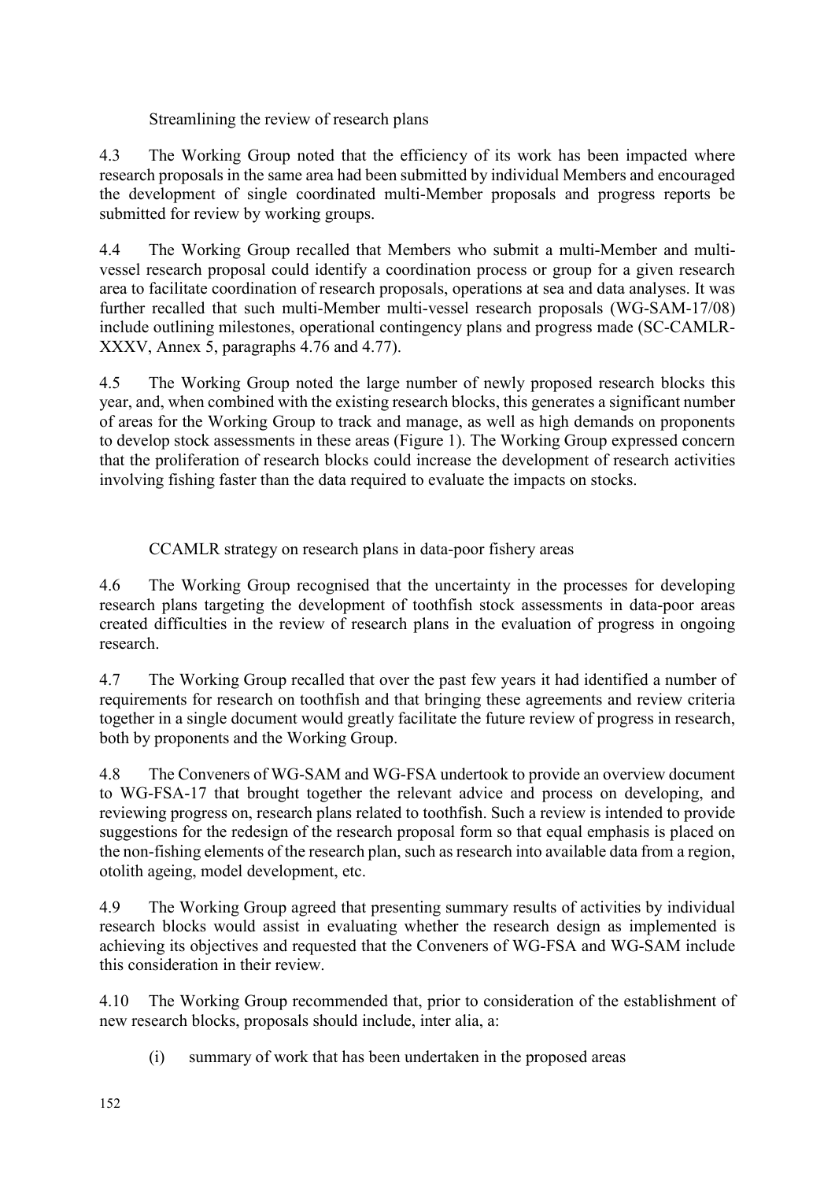### Streamlining the review of research plans

4.3 The Working Group noted that the efficiency of its work has been impacted where research proposals in the same area had been submitted by individual Members and encouraged the development of single coordinated multi-Member proposals and progress reports be submitted for review by working groups.

4.4 The Working Group recalled that Members who submit a multi-Member and multi-vessel research proposal could identify a coordination process or group for a given research area to facilitate coordination of research proposals, operations at sea and data analyses. It was further recalled that such multi-Member multi-vessel research proposals (WG-SAM-17/08) include outlining milestones, operational contingency plans and progress made (SC-CAMLR-XXXV, Annex 5, paragraphs 4.76 and 4.77).

4.5 The Working Group noted the large number of newly proposed research blocks this year, and, when combined with the existing research blocks, this generates a significant number of areas for the Working Group to track and manage, as well as high demands on proponents to develop stock assessments in these areas (Figure 1). The Working Group expressed concern that the proliferation of research blocks could increase the development of research activities involving fishing faster than the data required to evaluate the impacts on stocks.

### CCAMLR strategy on research plans in data-poor fishery areas

4.6 The Working Group recognised that the uncertainty in the processes for developing research plans targeting the development of toothfish stock assessments in data-poor areas created difficulties in the review of research plans in the evaluation of progress in ongoing research.

4.7 The Working Group recalled that over the past few years it had identified a number of requirements for research on toothfish and that bringing these agreements and review criteria together in a single document would greatly facilitate the future review of progress in research, both by proponents and the Working Group.

4.8 The Conveners of WG-SAM and WG-FSA undertook to provide an overview document to WG-FSA-17 that brought together the relevant advice and process on developing, and reviewing progress on, research plans related to toothfish. Such a review is intended to provide suggestions for the redesign of the research proposal form so that equal emphasis is placed on the non-fishing elements of the research plan, such as research into available data from a region, otolith ageing, model development, etc.

4.9 The Working Group agreed that presenting summary results of activities by individual research blocks would assist in evaluating whether the research design as implemented is achieving its objectives and requested that the Conveners of WG-FSA and WG-SAM include this consideration in their review.

4.10 The Working Group recommended that, prior to consideration of the establishment of new research blocks, proposals should include, inter alia, a:

(i) summary of work that has been undertaken in the proposed areas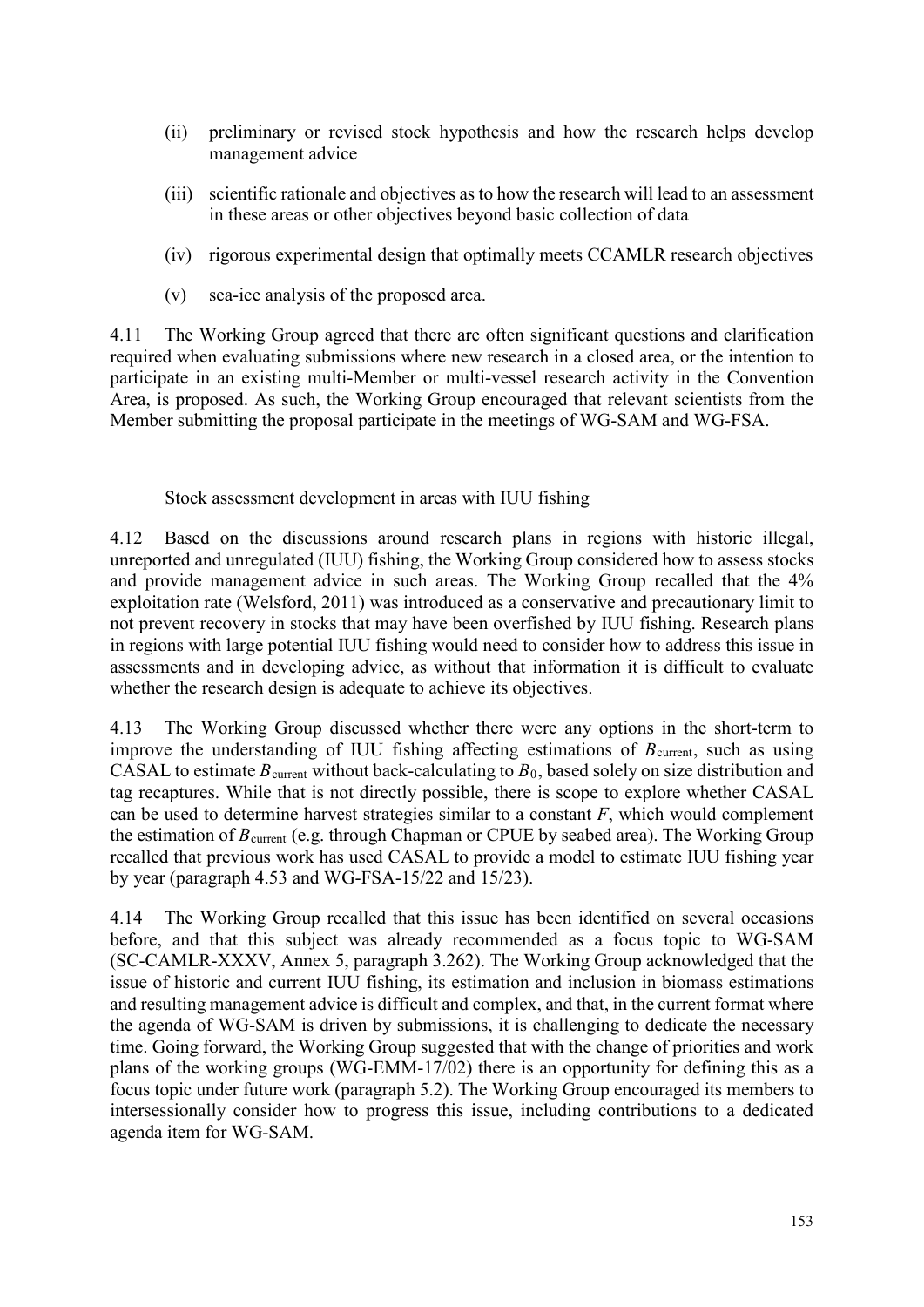(ii) preliminary or revised stock hypothesis and how the research helps develop management advice

(iii) scientific rationale and objectives as to how the research will lead to an assessment in these areas or other objectives beyond basic collection of data

(iv) rigorous experimental design that optimally meets CCAMLR research objectives

(v) sea-ice analysis of the proposed area.

4.11 The Working Group agreed that there are often significant questions and clarification required when evaluating submissions where new research in a closed area, or the intention to participate in an existing multi-Member or multi-vessel research activity in the Convention Area, is proposed. As such, the Working Group encouraged that relevant scientists from the Member submitting the proposal participate in the meetings of WG-SAM and WG-FSA.

### Stock assessment development in areas with IUU fishing

4.12 Based on the discussions around research plans in regions with historic illegal, unreported and unregulated (IUU) fishing, the Working Group considered how to assess stocks and provide management advice in such areas. The Working Group recalled that the 4% exploitation rate (Welsford, 2011) was introduced as a conservative and precautionary limit to not prevent recovery in stocks that may have been overfished by IUU fishing. Research plans in regions with large potential IUU fishing would need to consider how to address this issue in assessments and in developing advice, as without that information it is difficult to evaluate whether the research design is adequate to achieve its objectives.

4.13 The Working Group discussed whether there were any options in the short-term to improve the understanding of IUU fishing affecting estimations of $B_{current}$, such as using CASAL to estimate $B_{current}$ without back-calculating to $B_0$, based solely on size distribution and tag recaptures. While that is not directly possible, there is scope to explore whether CASAL can be used to determine harvest strategies similar to a constant $F$, which would complement the estimation of $B_{current}$ (e.g. through Chapman or CPUE by seabed area). The Working Group recalled that previous work has used CASAL to provide a model to estimate IUU fishing year by year (paragraph 4.53 and WG-FSA-15/22 and 15/23).

4.14 The Working Group recalled that this issue has been identified on several occasions before, and that this subject was already recommended as a focus topic to WG-SAM (SC-CAMLR-XXXV, Annex 5, paragraph 3.262). The Working Group acknowledged that the issue of historic and current IUU fishing, its estimation and inclusion in biomass estimations and resulting management advice is difficult and complex, and that, in the current format where the agenda of WG-SAM is driven by submissions, it is challenging to dedicate the necessary time. Going forward, the Working Group suggested that with the change of priorities and work plans of the working groups (WG-EMM-17/02) there is an opportunity for defining this as a focus topic under future work (paragraph 5.2). The Working Group encouraged its members to intersessionally consider how to progress this issue, including contributions to a dedicated agenda item for WG-SAM.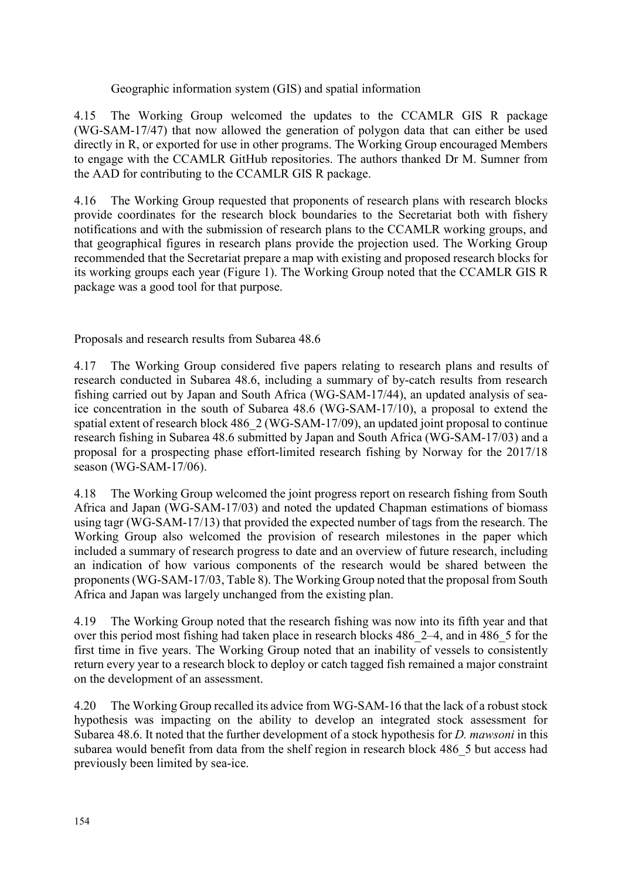### Geographic information system (GIS) and spatial information

4.15 The Working Group welcomed the updates to the CCAMLR GIS R package (WG-SAM-17/47) that now allowed the generation of polygon data that can either be used directly in R, or exported for use in other programs. The Working Group encouraged Members to engage with the CCAMLR GitHub repositories. The authors thanked Dr M. Sumner from the AAD for contributing to the CCAMLR GIS R package.

4.16 The Working Group requested that proponents of research plans with research blocks provide coordinates for the research block boundaries to the Secretariat both with fishery notifications and with the submission of research plans to the CCAMLR working groups, and that geographical figures in research plans provide the projection used. The Working Group recommended that the Secretariat prepare a map with existing and proposed research blocks for its working groups each year (Figure 1). The Working Group noted that the CCAMLR GIS R package was a good tool for that purpose.

## Proposals and research results from Subarea 48.6

4.17 The Working Group considered five papers relating to research plans and results of research conducted in Subarea 48.6, including a summary of by-catch results from research fishing carried out by Japan and South Africa (WG-SAM-17/44), an updated analysis of sea-ice concentration in the south of Subarea 48.6 (WG-SAM-17/10), a proposal to extend the spatial extent of research block 486_2 (WG-SAM-17/09), an updated joint proposal to continue research fishing in Subarea 48.6 submitted by Japan and South Africa (WG-SAM-17/03) and a proposal for a prospecting phase effort-limited research fishing by Norway for the 2017/18 season (WG-SAM-17/06).

4.18 The Working Group welcomed the joint progress report on research fishing from South Africa and Japan (WG-SAM-17/03) and noted the updated Chapman estimations of biomass using tagr (WG-SAM-17/13) that provided the expected number of tags from the research. The Working Group also welcomed the provision of research milestones in the paper which included a summary of research progress to date and an overview of future research, including an indication of how various components of the research would be shared between the proponents (WG-SAM-17/03, Table 8). The Working Group noted that the proposal from South Africa and Japan was largely unchanged from the existing plan.

4.19 The Working Group noted that the research fishing was now into its fifth year and that over this period most fishing had taken place in research blocks 486_2–4, and in 486_5 for the first time in five years. The Working Group noted that an inability of vessels to consistently return every year to a research block to deploy or catch tagged fish remained a major constraint on the development of an assessment.

4.20 The Working Group recalled its advice from WG-SAM-16 that the lack of a robust stock hypothesis was impacting on the ability to develop an integrated stock assessment for Subarea 48.6. It noted that the further development of a stock hypothesis for *D. mawsoni* in this subarea would benefit from data from the shelf region in research block 486_5 but access had previously been limited by sea-ice.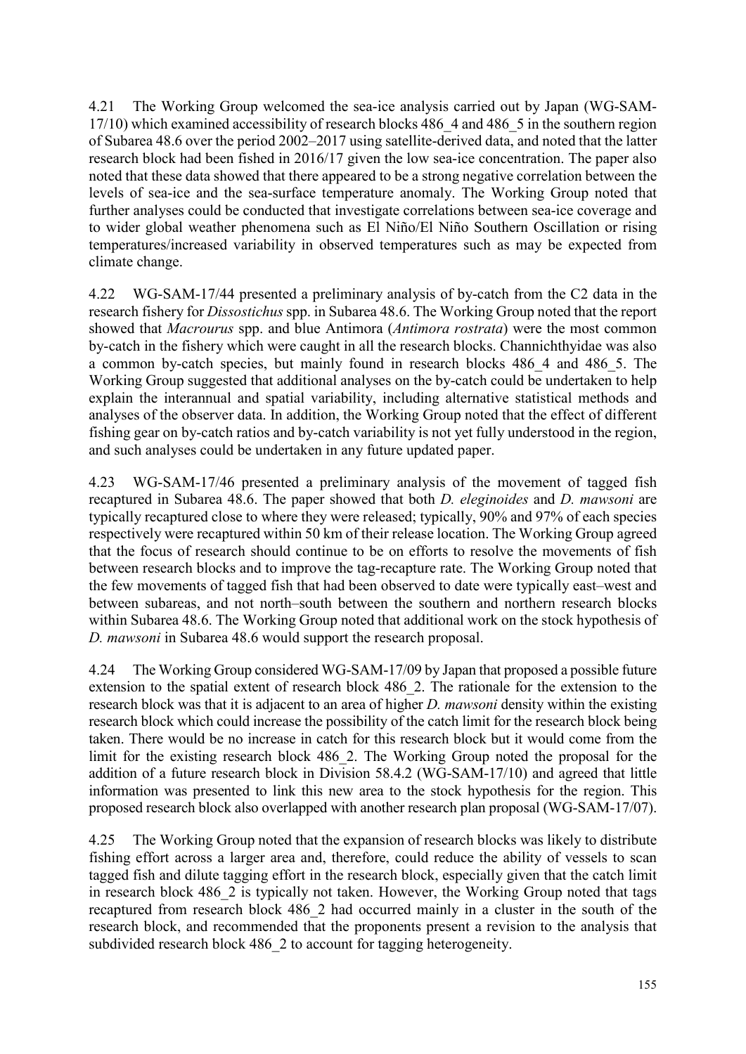4.21 The Working Group welcomed the sea-ice analysis carried out by Japan (WG-SAM-17/10) which examined accessibility of research blocks 486_4 and 486_5 in the southern region of Subarea 48.6 over the period 2002–2017 using satellite-derived data, and noted that the latter research block had been fished in 2016/17 given the low sea-ice concentration. The paper also noted that these data showed that there appeared to be a strong negative correlation between the levels of sea-ice and the sea-surface temperature anomaly. The Working Group noted that further analyses could be conducted that investigate correlations between sea-ice coverage and to wider global weather phenomena such as El Niño/El Niño Southern Oscillation or rising temperatures/increased variability in observed temperatures such as may be expected from climate change.

4.22 WG-SAM-17/44 presented a preliminary analysis of by-catch from the C2 data in the research fishery for *Dissostichus* spp. in Subarea 48.6. The Working Group noted that the report showed that *Macrourus* spp. and blue Antimora (*Antimora rostrata*) were the most common by-catch in the fishery which were caught in all the research blocks. Channichthyidae was also a common by-catch species, but mainly found in research blocks 486_4 and 486_5. The Working Group suggested that additional analyses on the by-catch could be undertaken to help explain the interannual and spatial variability, including alternative statistical methods and analyses of the observer data. In addition, the Working Group noted that the effect of different fishing gear on by-catch ratios and by-catch variability is not yet fully understood in the region, and such analyses could be undertaken in any future updated paper.

4.23 WG-SAM-17/46 presented a preliminary analysis of the movement of tagged fish recaptured in Subarea 48.6. The paper showed that both *D. eleginoides* and *D. mawsoni* are typically recaptured close to where they were released; typically, 90% and 97% of each species respectively were recaptured within 50 km of their release location. The Working Group agreed that the focus of research should continue to be on efforts to resolve the movements of fish between research blocks and to improve the tag-recapture rate. The Working Group noted that the few movements of tagged fish that had been observed to date were typically east–west and between subareas, and not north–south between the southern and northern research blocks within Subarea 48.6. The Working Group noted that additional work on the stock hypothesis of *D. mawsoni* in Subarea 48.6 would support the research proposal.

4.24 The Working Group considered WG-SAM-17/09 by Japan that proposed a possible future extension to the spatial extent of research block 486_2. The rationale for the extension to the research block was that it is adjacent to an area of higher *D. mawsoni* density within the existing research block which could increase the possibility of the catch limit for the research block being taken. There would be no increase in catch for this research block but it would come from the limit for the existing research block 486_2. The Working Group noted the proposal for the addition of a future research block in Division 58.4.2 (WG-SAM-17/10) and agreed that little information was presented to link this new area to the stock hypothesis for the region. This proposed research block also overlapped with another research plan proposal (WG-SAM-17/07).

4.25 The Working Group noted that the expansion of research blocks was likely to distribute fishing effort across a larger area and, therefore, could reduce the ability of vessels to scan tagged fish and dilute tagging effort in the research block, especially given that the catch limit in research block 486_2 is typically not taken. However, the Working Group noted that tags recaptured from research block 486_2 had occurred mainly in a cluster in the south of the research block, and recommended that the proponents present a revision to the analysis that subdivided research block 486_2 to account for tagging heterogeneity.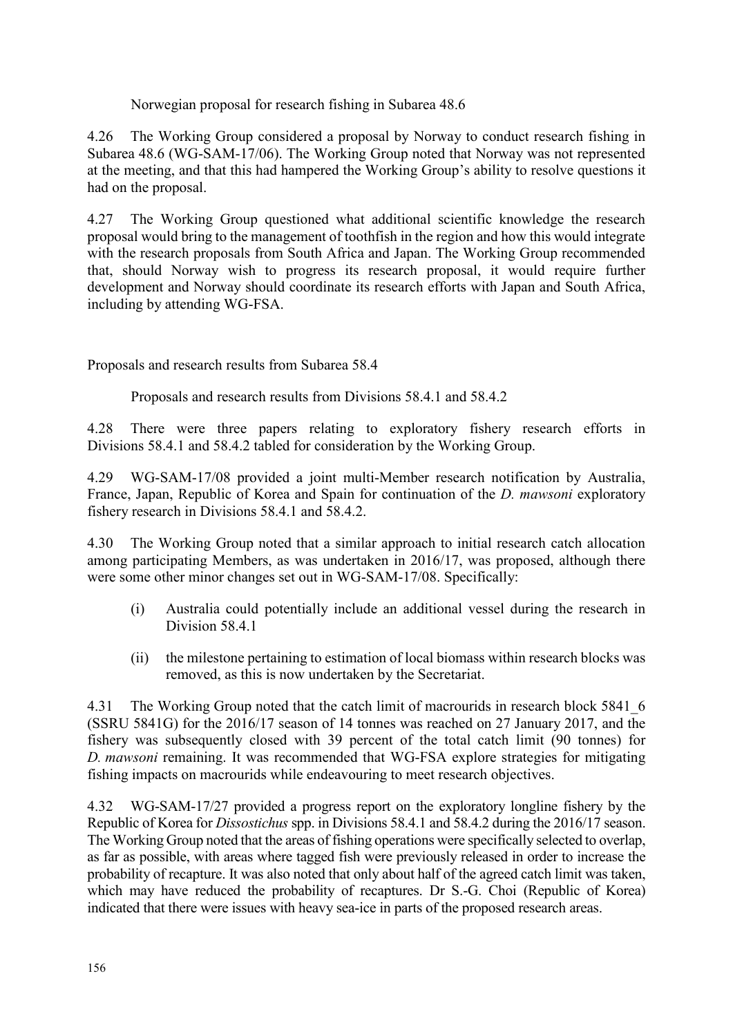### Norwegian proposal for research fishing in Subarea 48.6

4.26 The Working Group considered a proposal by Norway to conduct research fishing in Subarea 48.6 (WG-SAM-17/06). The Working Group noted that Norway was not represented at the meeting, and that this had hampered the Working Group's ability to resolve questions it had on the proposal.

4.27 The Working Group questioned what additional scientific knowledge the research proposal would bring to the management of toothfish in the region and how this would integrate with the research proposals from South Africa and Japan. The Working Group recommended that, should Norway wish to progress its research proposal, it would require further development and Norway should coordinate its research efforts with Japan and South Africa, including by attending WG-FSA.

## Proposals and research results from Subarea 58.4

### Proposals and research results from Divisions 58.4.1 and 58.4.2

4.28 There were three papers relating to exploratory fishery research efforts in Divisions 58.4.1 and 58.4.2 tabled for consideration by the Working Group.

4.29 WG-SAM-17/08 provided a joint multi-Member research notification by Australia, France, Japan, Republic of Korea and Spain for continuation of the *D. mawsoni* exploratory fishery research in Divisions 58.4.1 and 58.4.2.

4.30 The Working Group noted that a similar approach to initial research catch allocation among participating Members, as was undertaken in 2016/17, was proposed, although there were some other minor changes set out in WG-SAM-17/08. Specifically:

(i) Australia could potentially include an additional vessel during the research in Division 58.4.1

(ii) the milestone pertaining to estimation of local biomass within research blocks was removed, as this is now undertaken by the Secretariat.

4.31 The Working Group noted that the catch limit of macrourids in research block 5841_6 (SSRU 5841G) for the 2016/17 season of 14 tonnes was reached on 27 January 2017, and the fishery was subsequently closed with 39 percent of the total catch limit (90 tonnes) for *D. mawsoni* remaining. It was recommended that WG-FSA explore strategies for mitigating fishing impacts on macrourids while endeavouring to meet research objectives.

4.32 WG-SAM-17/27 provided a progress report on the exploratory longline fishery by the Republic of Korea for *Dissostichus* spp. in Divisions 58.4.1 and 58.4.2 during the 2016/17 season. The Working Group noted that the areas of fishing operations were specifically selected to overlap, as far as possible, with areas where tagged fish were previously released in order to increase the probability of recapture. It was also noted that only about half of the agreed catch limit was taken, which may have reduced the probability of recaptures. Dr S.-G. Choi (Republic of Korea) indicated that there were issues with heavy sea-ice in parts of the proposed research areas.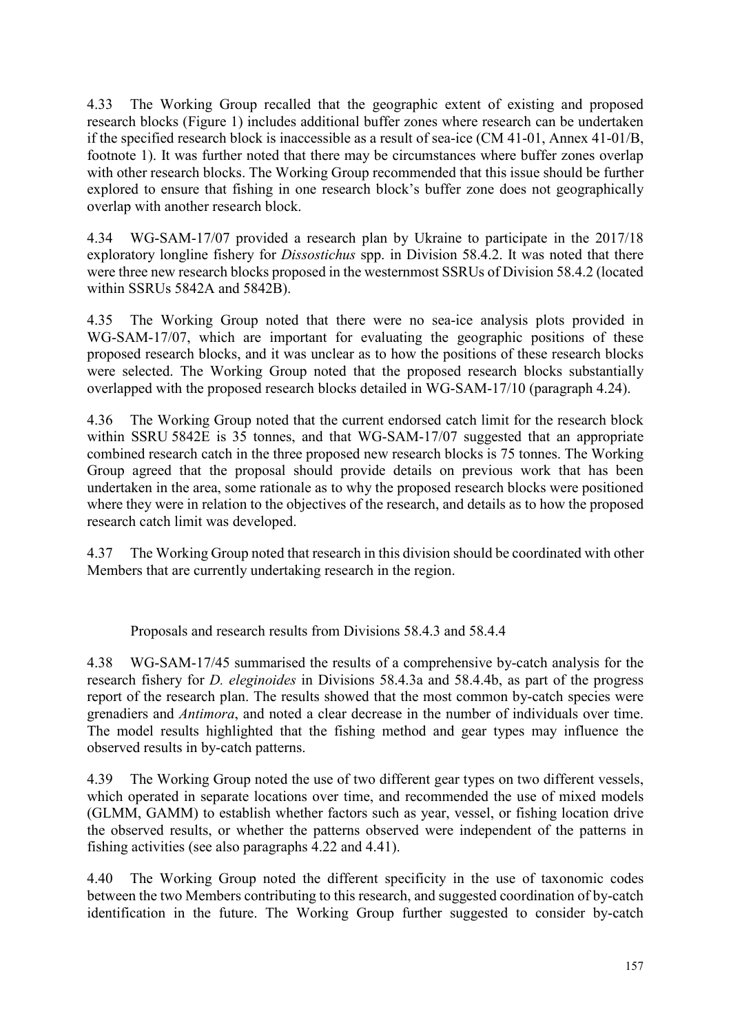4.33 The Working Group recalled that the geographic extent of existing and proposed research blocks (Figure 1) includes additional buffer zones where research can be undertaken if the specified research block is inaccessible as a result of sea-ice (CM 41-01, Annex 41-01/B, footnote 1). It was further noted that there may be circumstances where buffer zones overlap with other research blocks. The Working Group recommended that this issue should be further explored to ensure that fishing in one research block's buffer zone does not geographically overlap with another research block.

4.34 WG-SAM-17/07 provided a research plan by Ukraine to participate in the 2017/18 exploratory longline fishery for *Dissostichus* spp. in Division 58.4.2. It was noted that there were three new research blocks proposed in the westernmost SSRUs of Division 58.4.2 (located within SSRUs 5842A and 5842B).

4.35 The Working Group noted that there were no sea-ice analysis plots provided in WG-SAM-17/07, which are important for evaluating the geographic positions of these proposed research blocks, and it was unclear as to how the positions of these research blocks were selected. The Working Group noted that the proposed research blocks substantially overlapped with the proposed research blocks detailed in WG-SAM-17/10 (paragraph 4.24).

4.36 The Working Group noted that the current endorsed catch limit for the research block within SSRU 5842E is 35 tonnes, and that WG-SAM-17/07 suggested that an appropriate combined research catch in the three proposed new research blocks is 75 tonnes. The Working Group agreed that the proposal should provide details on previous work that has been undertaken in the area, some rationale as to why the proposed research blocks were positioned where they were in relation to the objectives of the research, and details as to how the proposed research catch limit was developed.

4.37 The Working Group noted that research in this division should be coordinated with other Members that are currently undertaking research in the region.

### Proposals and research results from Divisions 58.4.3 and 58.4.4

4.38 WG-SAM-17/45 summarised the results of a comprehensive by-catch analysis for the research fishery for *D. eleginoides* in Divisions 58.4.3a and 58.4.4b, as part of the progress report of the research plan. The results showed that the most common by-catch species were grenadiers and *Antimora*, and noted a clear decrease in the number of individuals over time. The model results highlighted that the fishing method and gear types may influence the observed results in by-catch patterns.

4.39 The Working Group noted the use of two different gear types on two different vessels, which operated in separate locations over time, and recommended the use of mixed models (GLMM, GAMM) to establish whether factors such as year, vessel, or fishing location drive the observed results, or whether the patterns observed were independent of the patterns in fishing activities (see also paragraphs 4.22 and 4.41).

4.40 The Working Group noted the different specificity in the use of taxonomic codes between the two Members contributing to this research, and suggested coordination of by-catch identification in the future. The Working Group further suggested to consider by-catch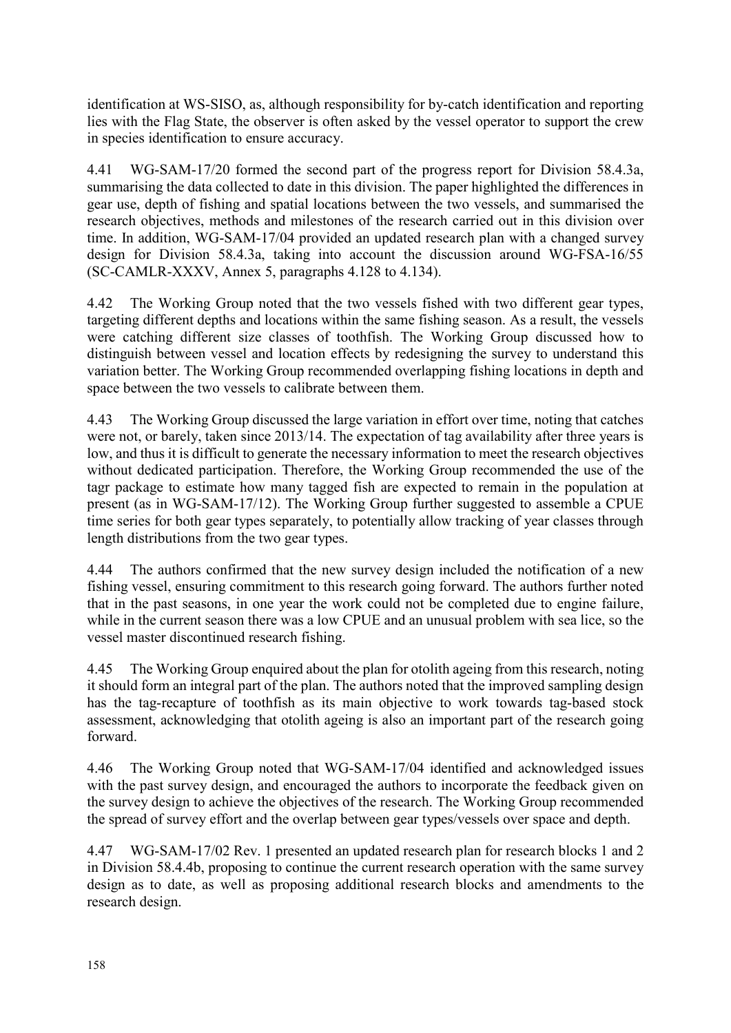identification at WS-SISO, as, although responsibility for by-catch identification and reporting lies with the Flag State, the observer is often asked by the vessel operator to support the crew in species identification to ensure accuracy.

4.41 WG-SAM-17/20 formed the second part of the progress report for Division 58.4.3a, summarising the data collected to date in this division. The paper highlighted the differences in gear use, depth of fishing and spatial locations between the two vessels, and summarised the research objectives, methods and milestones of the research carried out in this division over time. In addition, WG-SAM-17/04 provided an updated research plan with a changed survey design for Division 58.4.3a, taking into account the discussion around WG-FSA-16/55 (SC-CAMLR-XXXV, Annex 5, paragraphs 4.128 to 4.134).

4.42 The Working Group noted that the two vessels fished with two different gear types, targeting different depths and locations within the same fishing season. As a result, the vessels were catching different size classes of toothfish. The Working Group discussed how to distinguish between vessel and location effects by redesigning the survey to understand this variation better. The Working Group recommended overlapping fishing locations in depth and space between the two vessels to calibrate between them.

4.43 The Working Group discussed the large variation in effort over time, noting that catches were not, or barely, taken since 2013/14. The expectation of tag availability after three years is low, and thus it is difficult to generate the necessary information to meet the research objectives without dedicated participation. Therefore, the Working Group recommended the use of the tagr package to estimate how many tagged fish are expected to remain in the population at present (as in WG-SAM-17/12). The Working Group further suggested to assemble a CPUE time series for both gear types separately, to potentially allow tracking of year classes through length distributions from the two gear types.

4.44 The authors confirmed that the new survey design included the notification of a new fishing vessel, ensuring commitment to this research going forward. The authors further noted that in the past seasons, in one year the work could not be completed due to engine failure, while in the current season there was a low CPUE and an unusual problem with sea lice, so the vessel master discontinued research fishing.

4.45 The Working Group enquired about the plan for otolith ageing from this research, noting it should form an integral part of the plan. The authors noted that the improved sampling design has the tag-recapture of toothfish as its main objective to work towards tag-based stock assessment, acknowledging that otolith ageing is also an important part of the research going forward.

4.46 The Working Group noted that WG-SAM-17/04 identified and acknowledged issues with the past survey design, and encouraged the authors to incorporate the feedback given on the survey design to achieve the objectives of the research. The Working Group recommended the spread of survey effort and the overlap between gear types/vessels over space and depth.

4.47 WG-SAM-17/02 Rev. 1 presented an updated research plan for research blocks 1 and 2 in Division 58.4.4b, proposing to continue the current research operation with the same survey design as to date, as well as proposing additional research blocks and amendments to the research design.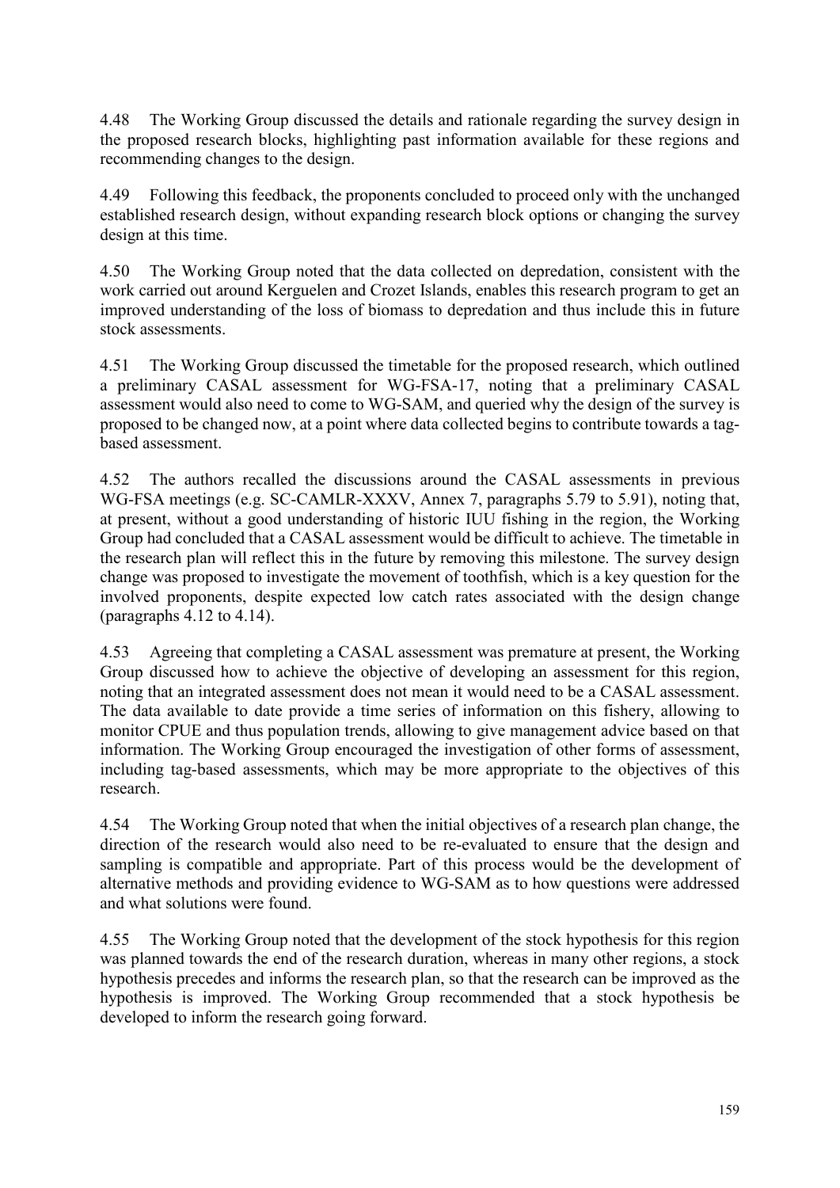4.48 The Working Group discussed the details and rationale regarding the survey design in the proposed research blocks, highlighting past information available for these regions and recommending changes to the design.

4.49 Following this feedback, the proponents concluded to proceed only with the unchanged established research design, without expanding research block options or changing the survey design at this time.

4.50 The Working Group noted that the data collected on depredation, consistent with the work carried out around Kerguelen and Crozet Islands, enables this research program to get an improved understanding of the loss of biomass to depredation and thus include this in future stock assessments.

4.51 The Working Group discussed the timetable for the proposed research, which outlined a preliminary CASAL assessment for WG-FSA-17, noting that a preliminary CASAL assessment would also need to come to WG-SAM, and queried why the design of the survey is proposed to be changed now, at a point where data collected begins to contribute towards a tag-based assessment.

4.52 The authors recalled the discussions around the CASAL assessments in previous WG-FSA meetings (e.g. SC-CAMLR-XXXV, Annex 7, paragraphs 5.79 to 5.91), noting that, at present, without a good understanding of historic IUU fishing in the region, the Working Group had concluded that a CASAL assessment would be difficult to achieve. The timetable in the research plan will reflect this in the future by removing this milestone. The survey design change was proposed to investigate the movement of toothfish, which is a key question for the involved proponents, despite expected low catch rates associated with the design change (paragraphs 4.12 to 4.14).

4.53 Agreeing that completing a CASAL assessment was premature at present, the Working Group discussed how to achieve the objective of developing an assessment for this region, noting that an integrated assessment does not mean it would need to be a CASAL assessment. The data available to date provide a time series of information on this fishery, allowing to monitor CPUE and thus population trends, allowing to give management advice based on that information. The Working Group encouraged the investigation of other forms of assessment, including tag-based assessments, which may be more appropriate to the objectives of this research.

4.54 The Working Group noted that when the initial objectives of a research plan change, the direction of the research would also need to be re-evaluated to ensure that the design and sampling is compatible and appropriate. Part of this process would be the development of alternative methods and providing evidence to WG-SAM as to how questions were addressed and what solutions were found.

4.55 The Working Group noted that the development of the stock hypothesis for this region was planned towards the end of the research duration, whereas in many other regions, a stock hypothesis precedes and informs the research plan, so that the research can be improved as the hypothesis is improved. The Working Group recommended that a stock hypothesis be developed to inform the research going forward.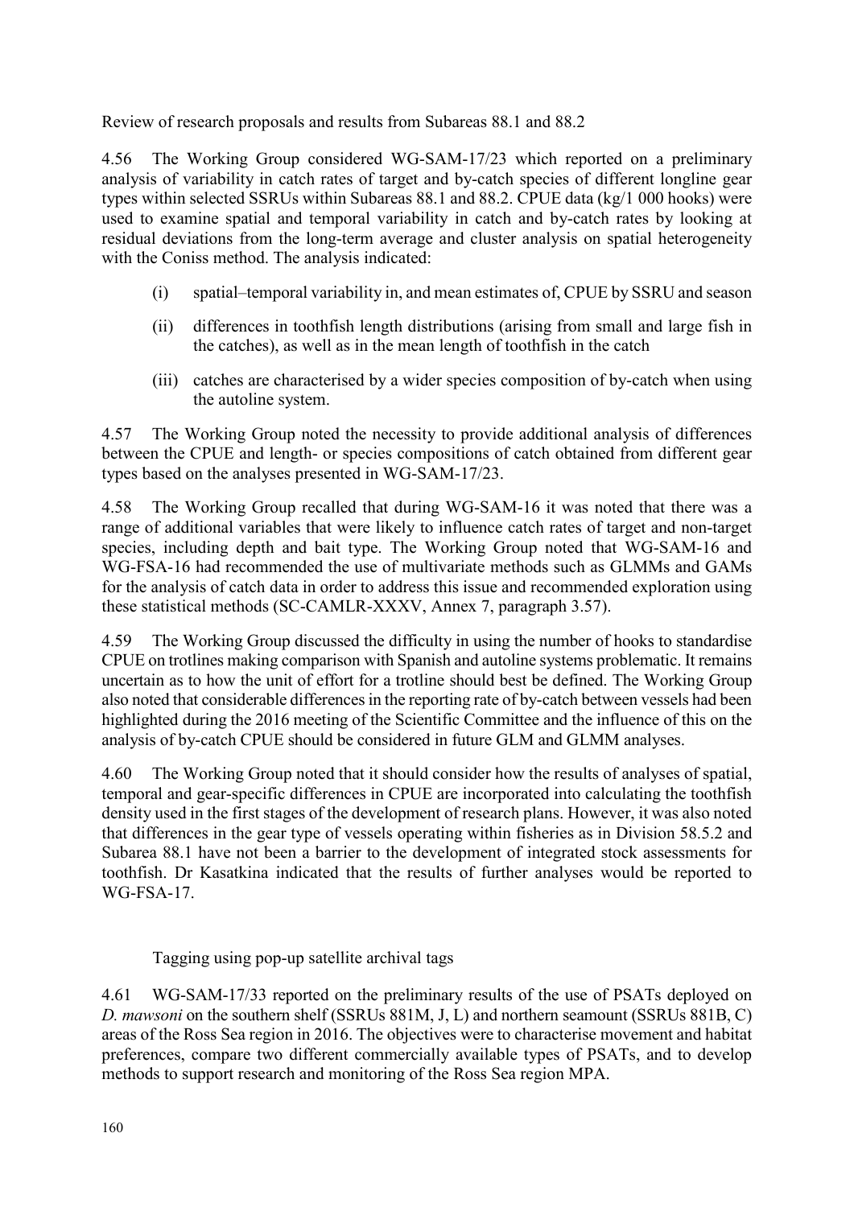### Review of research proposals and results from Subareas 88.1 and 88.2

4.56 The Working Group considered WG-SAM-17/23 which reported on a preliminary analysis of variability in catch rates of target and by-catch species of different longline gear types within selected SSRUs within Subareas 88.1 and 88.2. CPUE data (kg/1 000 hooks) were used to examine spatial and temporal variability in catch and by-catch rates by looking at residual deviations from the long-term average and cluster analysis on spatial heterogeneity with the Coniss method. The analysis indicated:

- (i) spatial–temporal variability in, and mean estimates of, CPUE by SSRU and season
- (ii) differences in toothfish length distributions (arising from small and large fish in the catches), as well as in the mean length of toothfish in the catch
- (iii) catches are characterised by a wider species composition of by-catch when using the autoline system.

4.57 The Working Group noted the necessity to provide additional analysis of differences between the CPUE and length- or species compositions of catch obtained from different gear types based on the analyses presented in WG-SAM-17/23.

4.58 The Working Group recalled that during WG-SAM-16 it was noted that there was a range of additional variables that were likely to influence catch rates of target and non-target species, including depth and bait type. The Working Group noted that WG-SAM-16 and WG-FSA-16 had recommended the use of multivariate methods such as GLMMs and GAMs for the analysis of catch data in order to address this issue and recommended exploration using these statistical methods (SC-CAMLR-XXXV, Annex 7, paragraph 3.57).

4.59 The Working Group discussed the difficulty in using the number of hooks to standardise CPUE on trotlines making comparison with Spanish and autoline systems problematic. It remains uncertain as to how the unit of effort for a trotline should best be defined. The Working Group also noted that considerable differences in the reporting rate of by-catch between vessels had been highlighted during the 2016 meeting of the Scientific Committee and the influence of this on the analysis of by-catch CPUE should be considered in future GLM and GLMM analyses.

4.60 The Working Group noted that it should consider how the results of analyses of spatial, temporal and gear-specific differences in CPUE are incorporated into calculating the toothfish density used in the first stages of the development of research plans. However, it was also noted that differences in the gear type of vessels operating within fisheries as in Division 58.5.2 and Subarea 88.1 have not been a barrier to the development of integrated stock assessments for toothfish. Dr Kasatkina indicated that the results of further analyses would be reported to WG-FSA-17.

### Tagging using pop-up satellite archival tags

4.61 WG-SAM-17/33 reported on the preliminary results of the use of PSATs deployed on *D. mawsoni* on the southern shelf (SSRUs 881M, J, L) and northern seamount (SSRUs 881B, C) areas of the Ross Sea region in 2016. The objectives were to characterise movement and habitat preferences, compare two different commercially available types of PSATs, and to develop methods to support research and monitoring of the Ross Sea region MPA.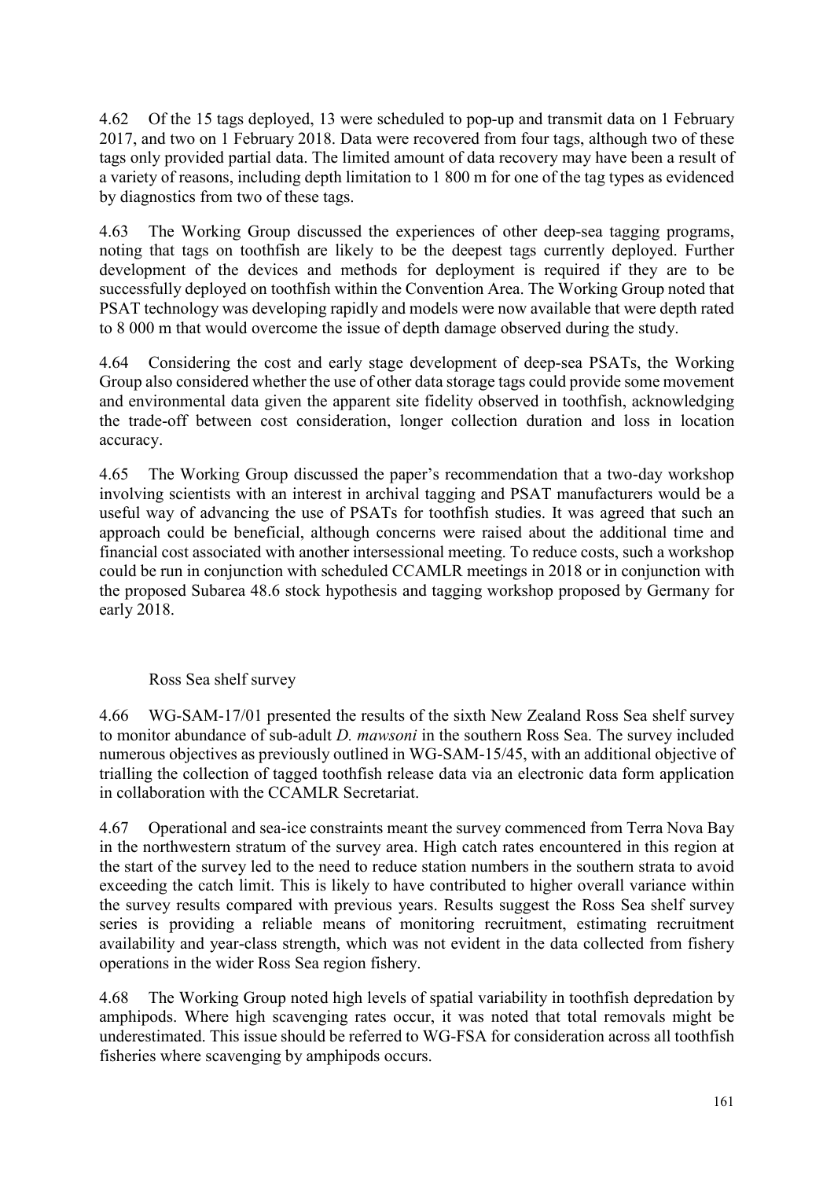4.62 Of the 15 tags deployed, 13 were scheduled to pop-up and transmit data on 1 February 2017, and two on 1 February 2018. Data were recovered from four tags, although two of these tags only provided partial data. The limited amount of data recovery may have been a result of a variety of reasons, including depth limitation to 1 800 m for one of the tag types as evidenced by diagnostics from two of these tags.

4.63 The Working Group discussed the experiences of other deep-sea tagging programs, noting that tags on toothfish are likely to be the deepest tags currently deployed. Further development of the devices and methods for deployment is required if they are to be successfully deployed on toothfish within the Convention Area. The Working Group noted that PSAT technology was developing rapidly and models were now available that were depth rated to 8 000 m that would overcome the issue of depth damage observed during the study.

4.64 Considering the cost and early stage development of deep-sea PSATs, the Working Group also considered whether the use of other data storage tags could provide some movement and environmental data given the apparent site fidelity observed in toothfish, acknowledging the trade-off between cost consideration, longer collection duration and loss in location accuracy.

4.65 The Working Group discussed the paper's recommendation that a two-day workshop involving scientists with an interest in archival tagging and PSAT manufacturers would be a useful way of advancing the use of PSATs for toothfish studies. It was agreed that such an approach could be beneficial, although concerns were raised about the additional time and financial cost associated with another intersessional meeting. To reduce costs, such a workshop could be run in conjunction with scheduled CCAMLR meetings in 2018 or in conjunction with the proposed Subarea 48.6 stock hypothesis and tagging workshop proposed by Germany for early 2018.

### Ross Sea shelf survey

4.66 WG-SAM-17/01 presented the results of the sixth New Zealand Ross Sea shelf survey to monitor abundance of sub-adult *D. mawsoni* in the southern Ross Sea. The survey included numerous objectives as previously outlined in WG-SAM-15/45, with an additional objective of trialling the collection of tagged toothfish release data via an electronic data form application in collaboration with the CCAMLR Secretariat.

4.67 Operational and sea-ice constraints meant the survey commenced from Terra Nova Bay in the northwestern stratum of the survey area. High catch rates encountered in this region at the start of the survey led to the need to reduce station numbers in the southern strata to avoid exceeding the catch limit. This is likely to have contributed to higher overall variance within the survey results compared with previous years. Results suggest the Ross Sea shelf survey series is providing a reliable means of monitoring recruitment, estimating recruitment availability and year-class strength, which was not evident in the data collected from fishery operations in the wider Ross Sea region fishery.

4.68 The Working Group noted high levels of spatial variability in toothfish depredation by amphipods. Where high scavenging rates occur, it was noted that total removals might be underestimated. This issue should be referred to WG-FSA for consideration across all toothfish fisheries where scavenging by amphipods occurs.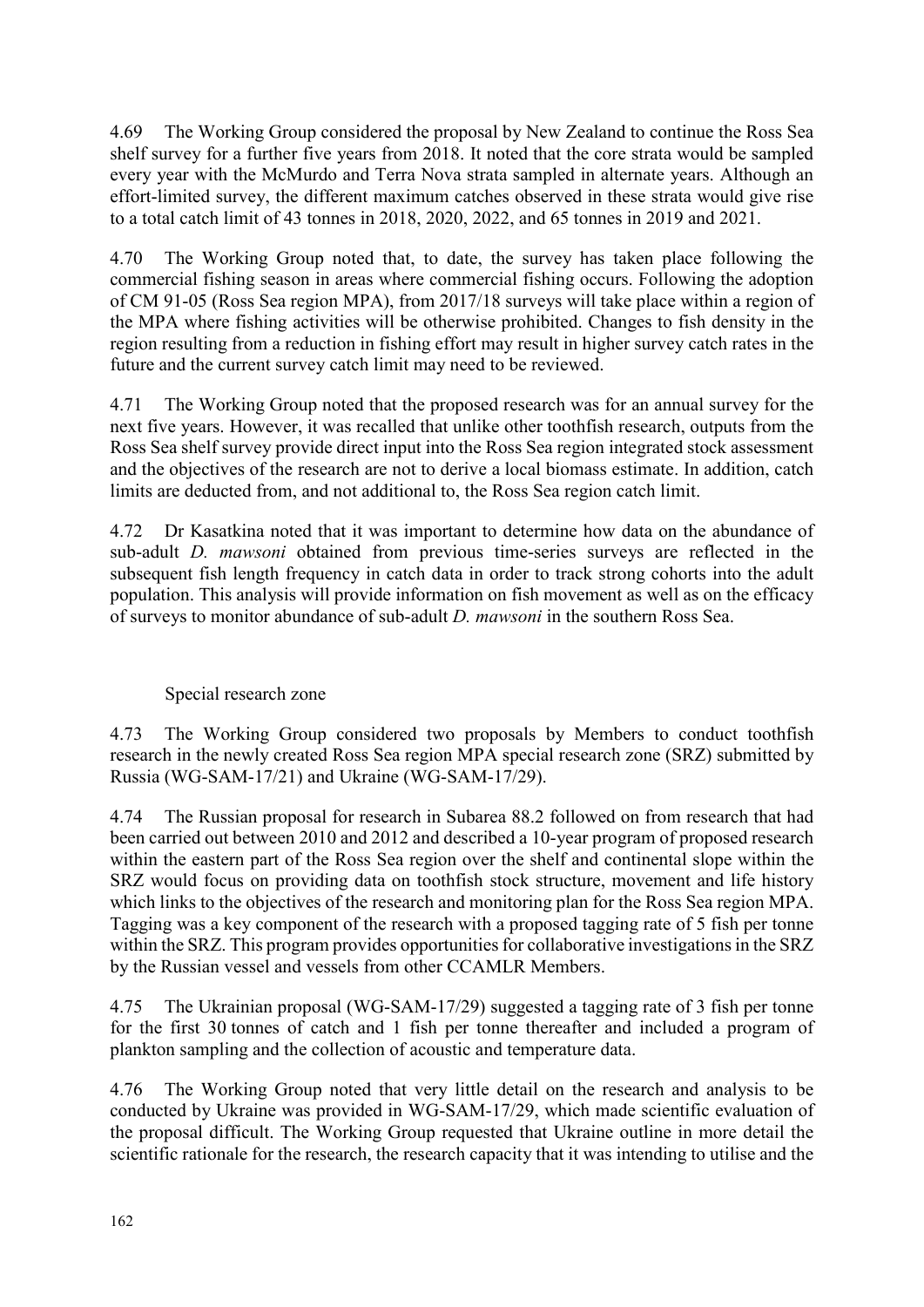4.69 The Working Group considered the proposal by New Zealand to continue the Ross Sea shelf survey for a further five years from 2018. It noted that the core strata would be sampled every year with the McMurdo and Terra Nova strata sampled in alternate years. Although an effort-limited survey, the different maximum catches observed in these strata would give rise to a total catch limit of 43 tonnes in 2018, 2020, 2022, and 65 tonnes in 2019 and 2021.

4.70 The Working Group noted that, to date, the survey has taken place following the commercial fishing season in areas where commercial fishing occurs. Following the adoption of CM 91-05 (Ross Sea region MPA), from 2017/18 surveys will take place within a region of the MPA where fishing activities will be otherwise prohibited. Changes to fish density in the region resulting from a reduction in fishing effort may result in higher survey catch rates in the future and the current survey catch limit may need to be reviewed.

4.71 The Working Group noted that the proposed research was for an annual survey for the next five years. However, it was recalled that unlike other toothfish research, outputs from the Ross Sea shelf survey provide direct input into the Ross Sea region integrated stock assessment and the objectives of the research are not to derive a local biomass estimate. In addition, catch limits are deducted from, and not additional to, the Ross Sea region catch limit.

4.72 Dr Kasatkina noted that it was important to determine how data on the abundance of sub-adult *D. mawsoni* obtained from previous time-series surveys are reflected in the subsequent fish length frequency in catch data in order to track strong cohorts into the adult population. This analysis will provide information on fish movement as well as on the efficacy of surveys to monitor abundance of sub-adult *D. mawsoni* in the southern Ross Sea.

### Special research zone

4.73 The Working Group considered two proposals by Members to conduct toothfish research in the newly created Ross Sea region MPA special research zone (SRZ) submitted by Russia (WG-SAM-17/21) and Ukraine (WG-SAM-17/29).

4.74 The Russian proposal for research in Subarea 88.2 followed on from research that had been carried out between 2010 and 2012 and described a 10-year program of proposed research within the eastern part of the Ross Sea region over the shelf and continental slope within the SRZ would focus on providing data on toothfish stock structure, movement and life history which links to the objectives of the research and monitoring plan for the Ross Sea region MPA. Tagging was a key component of the research with a proposed tagging rate of 5 fish per tonne within the SRZ. This program provides opportunities for collaborative investigations in the SRZ by the Russian vessel and vessels from other CCAMLR Members.

4.75 The Ukrainian proposal (WG-SAM-17/29) suggested a tagging rate of 3 fish per tonne for the first 30 tonnes of catch and 1 fish per tonne thereafter and included a program of plankton sampling and the collection of acoustic and temperature data.

4.76 The Working Group noted that very little detail on the research and analysis to be conducted by Ukraine was provided in WG-SAM-17/29, which made scientific evaluation of the proposal difficult. The Working Group requested that Ukraine outline in more detail the scientific rationale for the research, the research capacity that it was intending to utilise and the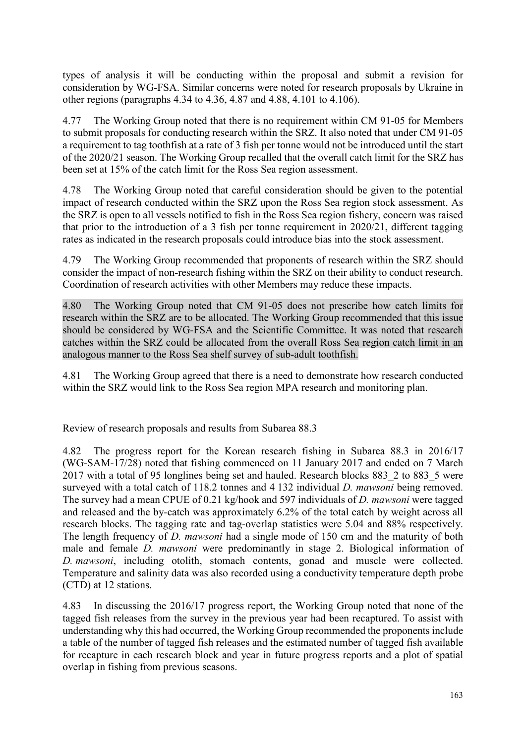types of analysis it will be conducting within the proposal and submit a revision for consideration by WG-FSA. Similar concerns were noted for research proposals by Ukraine in other regions (paragraphs 4.34 to 4.36, 4.87 and 4.88, 4.101 to 4.106).

4.77 The Working Group noted that there is no requirement within CM 91-05 for Members to submit proposals for conducting research within the SRZ. It also noted that under CM 91-05 a requirement to tag toothfish at a rate of 3 fish per tonne would not be introduced until the start of the 2020/21 season. The Working Group recalled that the overall catch limit for the SRZ has been set at 15% of the catch limit for the Ross Sea region assessment.

4.78 The Working Group noted that careful consideration should be given to the potential impact of research conducted within the SRZ upon the Ross Sea region stock assessment. As the SRZ is open to all vessels notified to fish in the Ross Sea region fishery, concern was raised that prior to the introduction of a 3 fish per tonne requirement in 2020/21, different tagging rates as indicated in the research proposals could introduce bias into the stock assessment.

4.79 The Working Group recommended that proponents of research within the SRZ should consider the impact of non-research fishing within the SRZ on their ability to conduct research. Coordination of research activities with other Members may reduce these impacts.

4.80 The Working Group noted that CM 91-05 does not prescribe how catch limits for research within the SRZ are to be allocated. The Working Group recommended that this issue should be considered by WG-FSA and the Scientific Committee. It was noted that research catches within the SRZ could be allocated from the overall Ross Sea region catch limit in an analogous manner to the Ross Sea shelf survey of sub-adult toothfish.

4.81 The Working Group agreed that there is a need to demonstrate how research conducted within the SRZ would link to the Ross Sea region MPA research and monitoring plan.

## Review of research proposals and results from Subarea 88.3

4.82 The progress report for the Korean research fishing in Subarea 88.3 in 2016/17 (WG-SAM-17/28) noted that fishing commenced on 11 January 2017 and ended on 7 March 2017 with a total of 95 longlines being set and hauled. Research blocks 883_2 to 883_5 were surveyed with a total catch of 118.2 tonnes and 4 132 individual *D. mawsoni* being removed. The survey had a mean CPUE of 0.21 kg/hook and 597 individuals of *D. mawsoni* were tagged and released and the by-catch was approximately 6.2% of the total catch by weight across all research blocks. The tagging rate and tag-overlap statistics were 5.04 and 88% respectively. The length frequency of *D. mawsoni* had a single mode of 150 cm and the maturity of both male and female *D. mawsoni* were predominantly in stage 2. Biological information of *D. mawsoni*, including otolith, stomach contents, gonad and muscle were collected. Temperature and salinity data was also recorded using a conductivity temperature depth probe (CTD) at 12 stations.

4.83 In discussing the 2016/17 progress report, the Working Group noted that none of the tagged fish releases from the survey in the previous year had been recaptured. To assist with understanding why this had occurred, the Working Group recommended the proponents include a table of the number of tagged fish releases and the estimated number of tagged fish available for recapture in each research block and year in future progress reports and a plot of spatial overlap in fishing from previous seasons.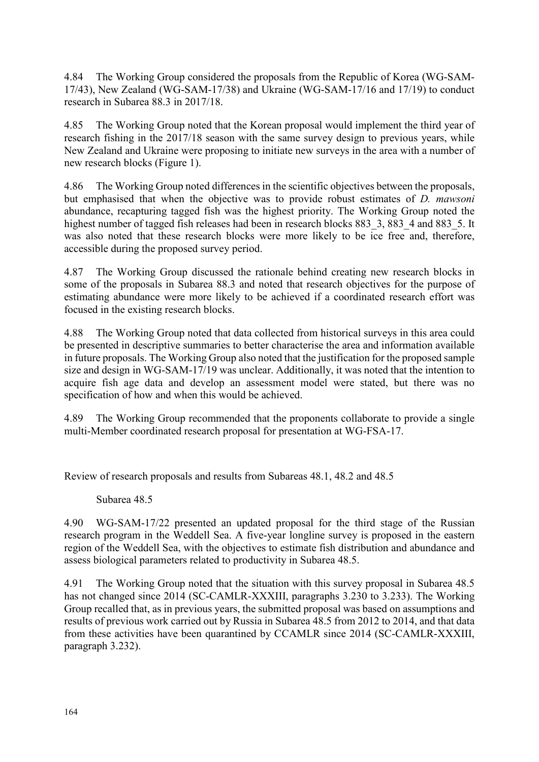4.84 The Working Group considered the proposals from the Republic of Korea (WG-SAM-17/43), New Zealand (WG-SAM-17/38) and Ukraine (WG-SAM-17/16 and 17/19) to conduct research in Subarea 88.3 in 2017/18.

4.85 The Working Group noted that the Korean proposal would implement the third year of research fishing in the 2017/18 season with the same survey design to previous years, while New Zealand and Ukraine were proposing to initiate new surveys in the area with a number of new research blocks (Figure 1).

4.86 The Working Group noted differences in the scientific objectives between the proposals, but emphasised that when the objective was to provide robust estimates of *D. mawsoni* abundance, recapturing tagged fish was the highest priority. The Working Group noted the highest number of tagged fish releases had been in research blocks 883_3, 883_4 and 883_5. It was also noted that these research blocks were more likely to be ice free and, therefore, accessible during the proposed survey period.

4.87 The Working Group discussed the rationale behind creating new research blocks in some of the proposals in Subarea 88.3 and noted that research objectives for the purpose of estimating abundance were more likely to be achieved if a coordinated research effort was focused in the existing research blocks.

4.88 The Working Group noted that data collected from historical surveys in this area could be presented in descriptive summaries to better characterise the area and information available in future proposals. The Working Group also noted that the justification for the proposed sample size and design in WG-SAM-17/19 was unclear. Additionally, it was noted that the intention to acquire fish age data and develop an assessment model were stated, but there was no specification of how and when this would be achieved.

4.89 The Working Group recommended that the proponents collaborate to provide a single multi-Member coordinated research proposal for presentation at WG-FSA-17.

## Review of research proposals and results from Subareas 48.1, 48.2 and 48.5

### Subarea 48.5

4.90 WG-SAM-17/22 presented an updated proposal for the third stage of the Russian research program in the Weddell Sea. A five-year longline survey is proposed in the eastern region of the Weddell Sea, with the objectives to estimate fish distribution and abundance and assess biological parameters related to productivity in Subarea 48.5.

4.91 The Working Group noted that the situation with this survey proposal in Subarea 48.5 has not changed since 2014 (SC-CAMLR-XXXIII, paragraphs 3.230 to 3.233). The Working Group recalled that, as in previous years, the submitted proposal was based on assumptions and results of previous work carried out by Russia in Subarea 48.5 from 2012 to 2014, and that data from these activities have been quarantined by CCAMLR since 2014 (SC-CAMLR-XXXIII, paragraph 3.232).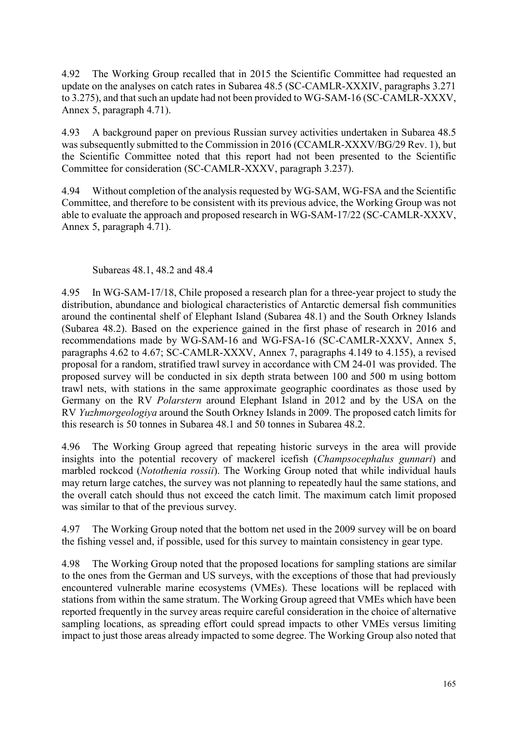4.92 The Working Group recalled that in 2015 the Scientific Committee had requested an update on the analyses on catch rates in Subarea 48.5 (SC-CAMLR-XXXIV, paragraphs 3.271 to 3.275), and that such an update had not been provided to WG-SAM-16 (SC-CAMLR-XXXV, Annex 5, paragraph 4.71).

4.93 A background paper on previous Russian survey activities undertaken in Subarea 48.5 was subsequently submitted to the Commission in 2016 (CCAMLR-XXXV/BG/29 Rev. 1), but the Scientific Committee noted that this report had not been presented to the Scientific Committee for consideration (SC-CAMLR-XXXV, paragraph 3.237).

4.94 Without completion of the analysis requested by WG-SAM, WG-FSA and the Scientific Committee, and therefore to be consistent with its previous advice, the Working Group was not able to evaluate the approach and proposed research in WG-SAM-17/22 (SC-CAMLR-XXXV, Annex 5, paragraph 4.71).

### Subareas 48.1, 48.2 and 48.4

4.95 In WG-SAM-17/18, Chile proposed a research plan for a three-year project to study the distribution, abundance and biological characteristics of Antarctic demersal fish communities around the continental shelf of Elephant Island (Subarea 48.1) and the South Orkney Islands (Subarea 48.2). Based on the experience gained in the first phase of research in 2016 and recommendations made by WG-SAM-16 and WG-FSA-16 (SC-CAMLR-XXXV, Annex 5, paragraphs 4.62 to 4.67; SC-CAMLR-XXXV, Annex 7, paragraphs 4.149 to 4.155), a revised proposal for a random, stratified trawl survey in accordance with CM 24-01 was provided. The proposed survey will be conducted in six depth strata between 100 and 500 m using bottom trawl nets, with stations in the same approximate geographic coordinates as those used by Germany on the RV *Polarstern* around Elephant Island in 2012 and by the USA on the RV *Yuzhmorgeologiya* around the South Orkney Islands in 2009. The proposed catch limits for this research is 50 tonnes in Subarea 48.1 and 50 tonnes in Subarea 48.2.

4.96 The Working Group agreed that repeating historic surveys in the area will provide insights into the potential recovery of mackerel icefish (*Champsocephalus gunnari*) and marbled rockcod (*Notothenia rossii*). The Working Group noted that while individual hauls may return large catches, the survey was not planning to repeatedly haul the same stations, and the overall catch should thus not exceed the catch limit. The maximum catch limit proposed was similar to that of the previous survey.

4.97 The Working Group noted that the bottom net used in the 2009 survey will be on board the fishing vessel and, if possible, used for this survey to maintain consistency in gear type.

4.98 The Working Group noted that the proposed locations for sampling stations are similar to the ones from the German and US surveys, with the exceptions of those that had previously encountered vulnerable marine ecosystems (VMEs). These locations will be replaced with stations from within the same stratum. The Working Group agreed that VMEs which have been reported frequently in the survey areas require careful consideration in the choice of alternative sampling locations, as spreading effort could spread impacts to other VMEs versus limiting impact to just those areas already impacted to some degree. The Working Group also noted that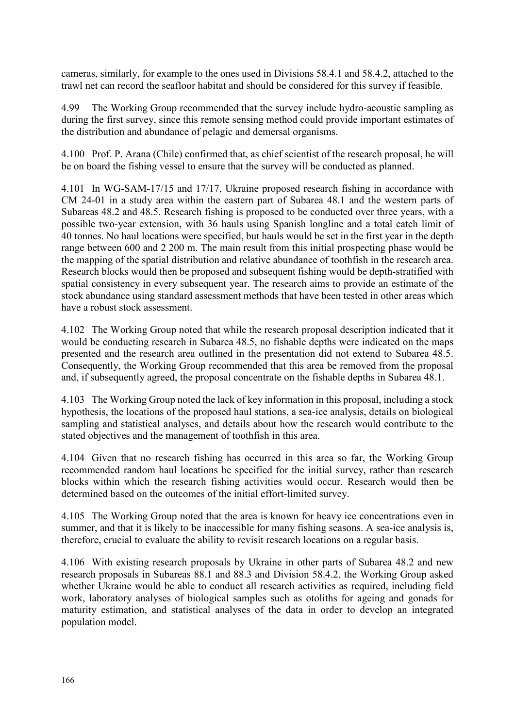cameras, similarly, for example to the ones used in Divisions 58.4.1 and 58.4.2, attached to the trawl net can record the seafloor habitat and should be considered for this survey if feasible.

4.99 The Working Group recommended that the survey include hydro-acoustic sampling as during the first survey, since this remote sensing method could provide important estimates of the distribution and abundance of pelagic and demersal organisms.

4.100 Prof. P. Arana (Chile) confirmed that, as chief scientist of the research proposal, he will be on board the fishing vessel to ensure that the survey will be conducted as planned.

4.101 In WG-SAM-17/15 and 17/17, Ukraine proposed research fishing in accordance with CM 24-01 in a study area within the eastern part of Subarea 48.1 and the western parts of Subareas 48.2 and 48.5. Research fishing is proposed to be conducted over three years, with a possible two-year extension, with 36 hauls using Spanish longline and a total catch limit of 40 tonnes. No haul locations were specified, but hauls would be set in the first year in the depth range between 600 and 2 200 m. The main result from this initial prospecting phase would be the mapping of the spatial distribution and relative abundance of toothfish in the research area. Research blocks would then be proposed and subsequent fishing would be depth-stratified with spatial consistency in every subsequent year. The research aims to provide an estimate of the stock abundance using standard assessment methods that have been tested in other areas which have a robust stock assessment.

4.102 The Working Group noted that while the research proposal description indicated that it would be conducting research in Subarea 48.5, no fishable depths were indicated on the maps presented and the research area outlined in the presentation did not extend to Subarea 48.5. Consequently, the Working Group recommended that this area be removed from the proposal and, if subsequently agreed, the proposal concentrate on the fishable depths in Subarea 48.1.

4.103 The Working Group noted the lack of key information in this proposal, including a stock hypothesis, the locations of the proposed haul stations, a sea-ice analysis, details on biological sampling and statistical analyses, and details about how the research would contribute to the stated objectives and the management of toothfish in this area.

4.104 Given that no research fishing has occurred in this area so far, the Working Group recommended random haul locations be specified for the initial survey, rather than research blocks within which the research fishing activities would occur. Research would then be determined based on the outcomes of the initial effort-limited survey.

4.105 The Working Group noted that the area is known for heavy ice concentrations even in summer, and that it is likely to be inaccessible for many fishing seasons. A sea-ice analysis is, therefore, crucial to evaluate the ability to revisit research locations on a regular basis.

4.106 With existing research proposals by Ukraine in other parts of Subarea 48.2 and new research proposals in Subareas 88.1 and 88.3 and Division 58.4.2, the Working Group asked whether Ukraine would be able to conduct all research activities as required, including field work, laboratory analyses of biological samples such as otoliths for ageing and gonads for maturity estimation, and statistical analyses of the data in order to develop an integrated population model.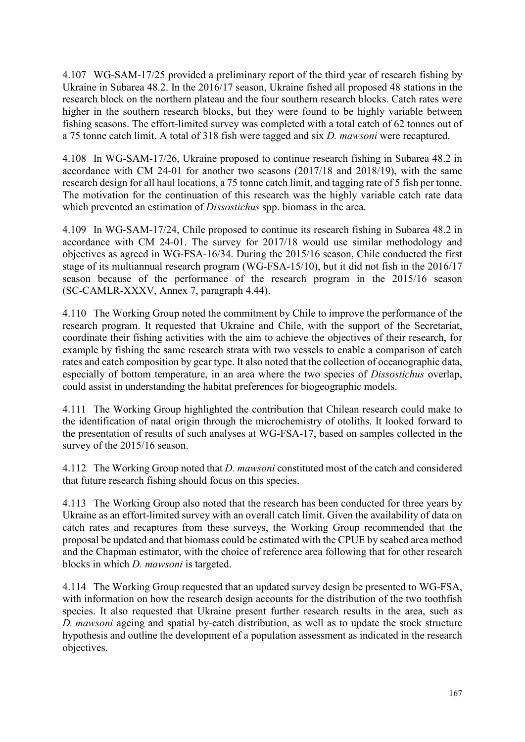4.107 WG-SAM-17/25 provided a preliminary report of the third year of research fishing by Ukraine in Subarea 48.2. In the 2016/17 season, Ukraine fished all proposed 48 stations in the research block on the northern plateau and the four southern research blocks. Catch rates were higher in the southern research blocks, but they were found to be highly variable between fishing seasons. The effort-limited survey was completed with a total catch of 62 tonnes out of a 75 tonne catch limit. A total of 318 fish were tagged and six *D. mawsoni* were recaptured.

4.108 In WG-SAM-17/26, Ukraine proposed to continue research fishing in Subarea 48.2 in accordance with CM 24-01 for another two seasons (2017/18 and 2018/19), with the same research design for all haul locations, a 75 tonne catch limit, and tagging rate of 5 fish per tonne. The motivation for the continuation of this research was the highly variable catch rate data which prevented an estimation of *Dissostichus* spp. biomass in the area.

4.109 In WG-SAM-17/24, Chile proposed to continue its research fishing in Subarea 48.2 in accordance with CM 24-01. The survey for 2017/18 would use similar methodology and objectives as agreed in WG-FSA-16/34. During the 2015/16 season, Chile conducted the first stage of its multiannual research program (WG-FSA-15/10), but it did not fish in the 2016/17 season because of the performance of the research program in the 2015/16 season (SC-CAMLR-XXXV, Annex 7, paragraph 4.44).

4.110 The Working Group noted the commitment by Chile to improve the performance of the research program. It requested that Ukraine and Chile, with the support of the Secretariat, coordinate their fishing activities with the aim to achieve the objectives of their research, for example by fishing the same research strata with two vessels to enable a comparison of catch rates and catch composition by gear type. It also noted that the collection of oceanographic data, especially of bottom temperature, in an area where the two species of *Dissostichus* overlap, could assist in understanding the habitat preferences for biogeographic models.

4.111 The Working Group highlighted the contribution that Chilean research could make to the identification of natal origin through the microchemistry of otoliths. It looked forward to the presentation of results of such analyses at WG-FSA-17, based on samples collected in the survey of the 2015/16 season.

4.112 The Working Group noted that *D. mawsoni* constituted most of the catch and considered that future research fishing should focus on this species.

4.113 The Working Group also noted that the research has been conducted for three years by Ukraine as an effort-limited survey with an overall catch limit. Given the availability of data on catch rates and recaptures from these surveys, the Working Group recommended that the proposal be updated and that biomass could be estimated with the CPUE by seabed area method and the Chapman estimator, with the choice of reference area following that for other research blocks in which *D. mawsoni* is targeted.

4.114 The Working Group requested that an updated survey design be presented to WG-FSA, with information on how the research design accounts for the distribution of the two toothfish species. It also requested that Ukraine present further research results in the area, such as *D. mawsoni* ageing and spatial by-catch distribution, as well as to update the stock structure hypothesis and outline the development of a population assessment as indicated in the research objectives.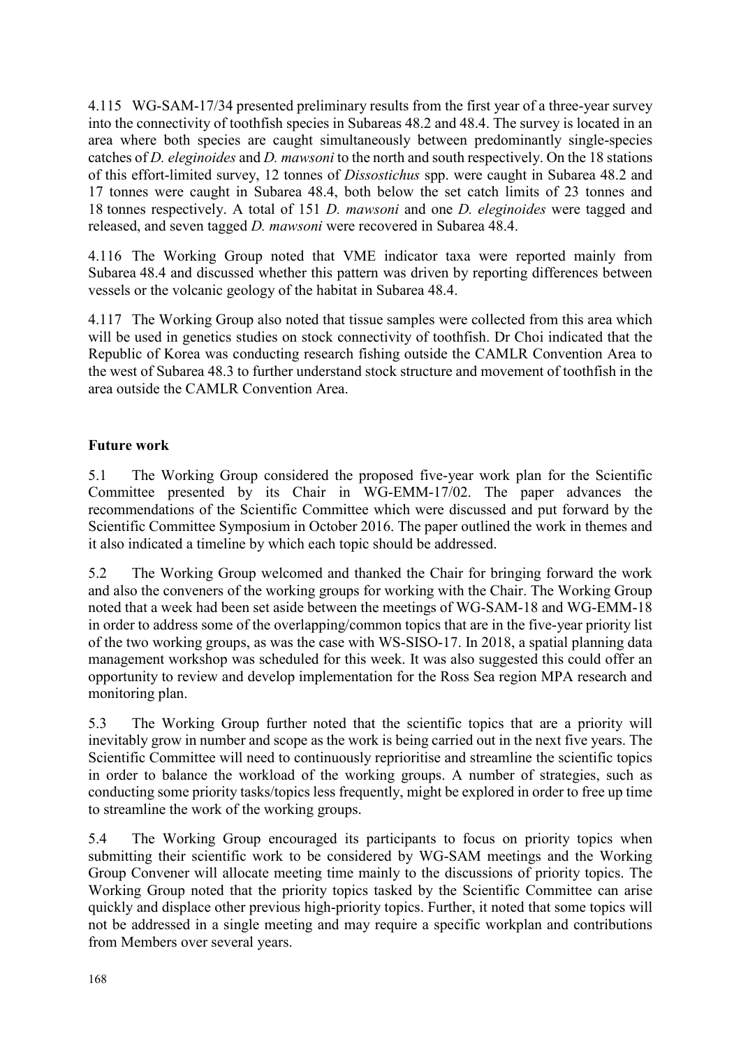4.115 WG-SAM-17/34 presented preliminary results from the first year of a three-year survey into the connectivity of toothfish species in Subareas 48.2 and 48.4. The survey is located in an area where both species are caught simultaneously between predominantly single-species catches of *D. eleginoides* and *D. mawsoni* to the north and south respectively. On the 18 stations of this effort-limited survey, 12 tonnes of *Dissostichus* spp. were caught in Subarea 48.2 and 17 tonnes were caught in Subarea 48.4, both below the set catch limits of 23 tonnes and 18 tonnes respectively. A total of 151 *D. mawsoni* and one *D. eleginoides* were tagged and released, and seven tagged *D. mawsoni* were recovered in Subarea 48.4.

4.116 The Working Group noted that VME indicator taxa were reported mainly from Subarea 48.4 and discussed whether this pattern was driven by reporting differences between vessels or the volcanic geology of the habitat in Subarea 48.4.

4.117 The Working Group also noted that tissue samples were collected from this area which will be used in genetics studies on stock connectivity of toothfish. Dr Choi indicated that the Republic of Korea was conducting research fishing outside the CAMLR Convention Area to the west of Subarea 48.3 to further understand stock structure and movement of toothfish in the area outside the CAMLR Convention Area.

## Future work

5.1 The Working Group considered the proposed five-year work plan for the Scientific Committee presented by its Chair in WG-EMM-17/02. The paper advances the recommendations of the Scientific Committee which were discussed and put forward by the Scientific Committee Symposium in October 2016. The paper outlined the work in themes and it also indicated a timeline by which each topic should be addressed.

5.2 The Working Group welcomed and thanked the Chair for bringing forward the work and also the conveners of the working groups for working with the Chair. The Working Group noted that a week had been set aside between the meetings of WG-SAM-18 and WG-EMM-18 in order to address some of the overlapping/common topics that are in the five-year priority list of the two working groups, as was the case with WS-SISO-17. In 2018, a spatial planning data management workshop was scheduled for this week. It was also suggested this could offer an opportunity to review and develop implementation for the Ross Sea region MPA research and monitoring plan.

5.3 The Working Group further noted that the scientific topics that are a priority will inevitably grow in number and scope as the work is being carried out in the next five years. The Scientific Committee will need to continuously reprioritise and streamline the scientific topics in order to balance the workload of the working groups. A number of strategies, such as conducting some priority tasks/topics less frequently, might be explored in order to free up time to streamline the work of the working groups.

5.4 The Working Group encouraged its participants to focus on priority topics when submitting their scientific work to be considered by WG-SAM meetings and the Working Group Convener will allocate meeting time mainly to the discussions of priority topics. The Working Group noted that the priority topics tasked by the Scientific Committee can arise quickly and displace other previous high-priority topics. Further, it noted that some topics will not be addressed in a single meeting and may require a specific workplan and contributions from Members over several years.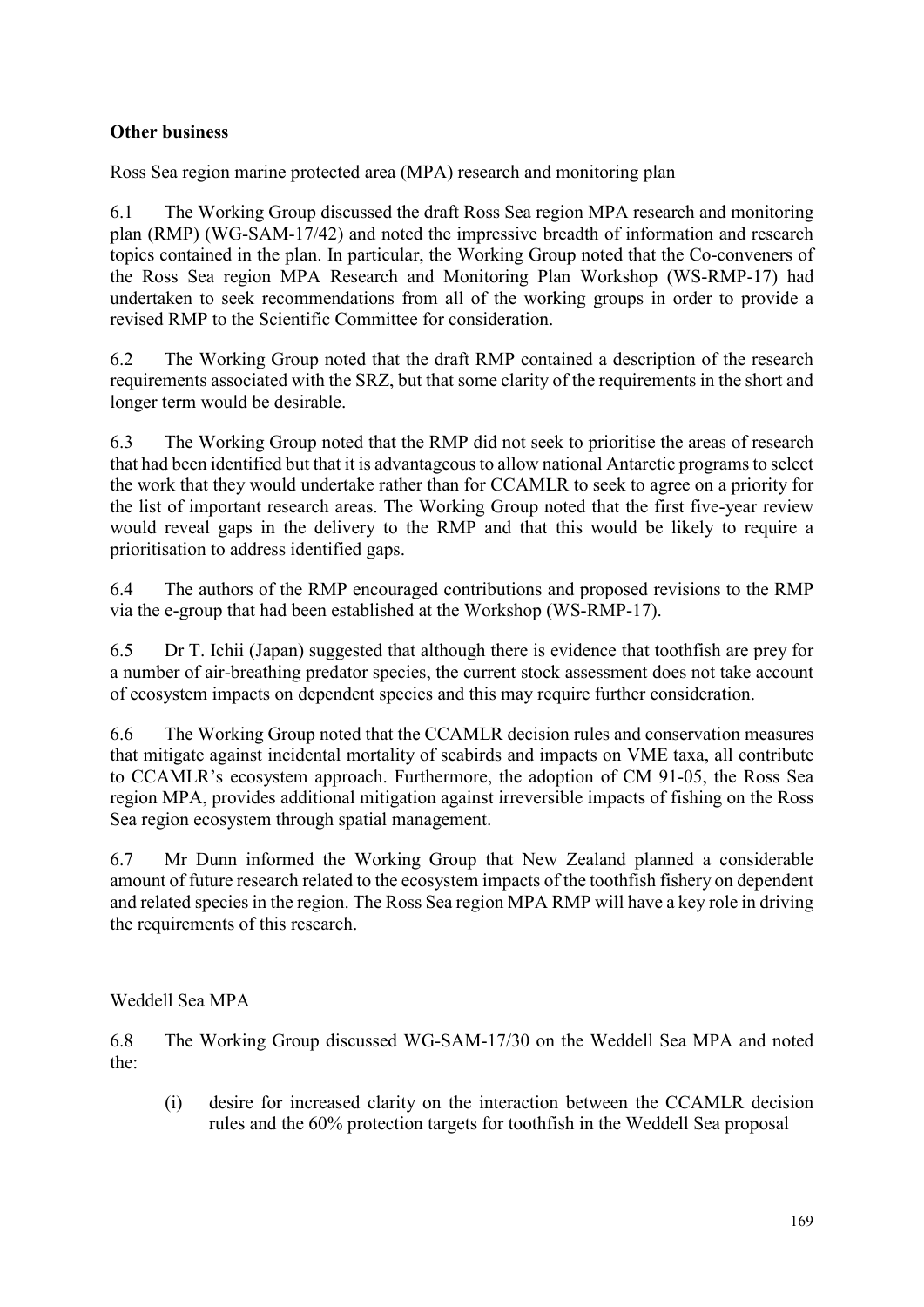## Other business

Ross Sea region marine protected area (MPA) research and monitoring plan

6.1 The Working Group discussed the draft Ross Sea region MPA research and monitoring plan (RMP) (WG-SAM-17/42) and noted the impressive breadth of information and research topics contained in the plan. In particular, the Working Group noted that the Co-conveners of the Ross Sea region MPA Research and Monitoring Plan Workshop (WS-RMP-17) had undertaken to seek recommendations from all of the working groups in order to provide a revised RMP to the Scientific Committee for consideration.

6.2 The Working Group noted that the draft RMP contained a description of the research requirements associated with the SRZ, but that some clarity of the requirements in the short and longer term would be desirable.

6.3 The Working Group noted that the RMP did not seek to prioritise the areas of research that had been identified but that it is advantageous to allow national Antarctic programs to select the work that they would undertake rather than for CCAMLR to seek to agree on a priority for the list of important research areas. The Working Group noted that the first five-year review would reveal gaps in the delivery to the RMP and that this would be likely to require a prioritisation to address identified gaps.

6.4 The authors of the RMP encouraged contributions and proposed revisions to the RMP via the e-group that had been established at the Workshop (WS-RMP-17).

6.5 Dr T. Ichii (Japan) suggested that although there is evidence that toothfish are prey for a number of air-breathing predator species, the current stock assessment does not take account of ecosystem impacts on dependent species and this may require further consideration.

6.6 The Working Group noted that the CCAMLR decision rules and conservation measures that mitigate against incidental mortality of seabirds and impacts on VME taxa, all contribute to CCAMLR's ecosystem approach. Furthermore, the adoption of CM 91-05, the Ross Sea region MPA, provides additional mitigation against irreversible impacts of fishing on the Ross Sea region ecosystem through spatial management.

6.7 Mr Dunn informed the Working Group that New Zealand planned a considerable amount of future research related to the ecosystem impacts of the toothfish fishery on dependent and related species in the region. The Ross Sea region MPA RMP will have a key role in driving the requirements of this research.

Weddell Sea MPA

6.8 The Working Group discussed WG-SAM-17/30 on the Weddell Sea MPA and noted the:

(i) desire for increased clarity on the interaction between the CCAMLR decision rules and the 60% protection targets for toothfish in the Weddell Sea proposal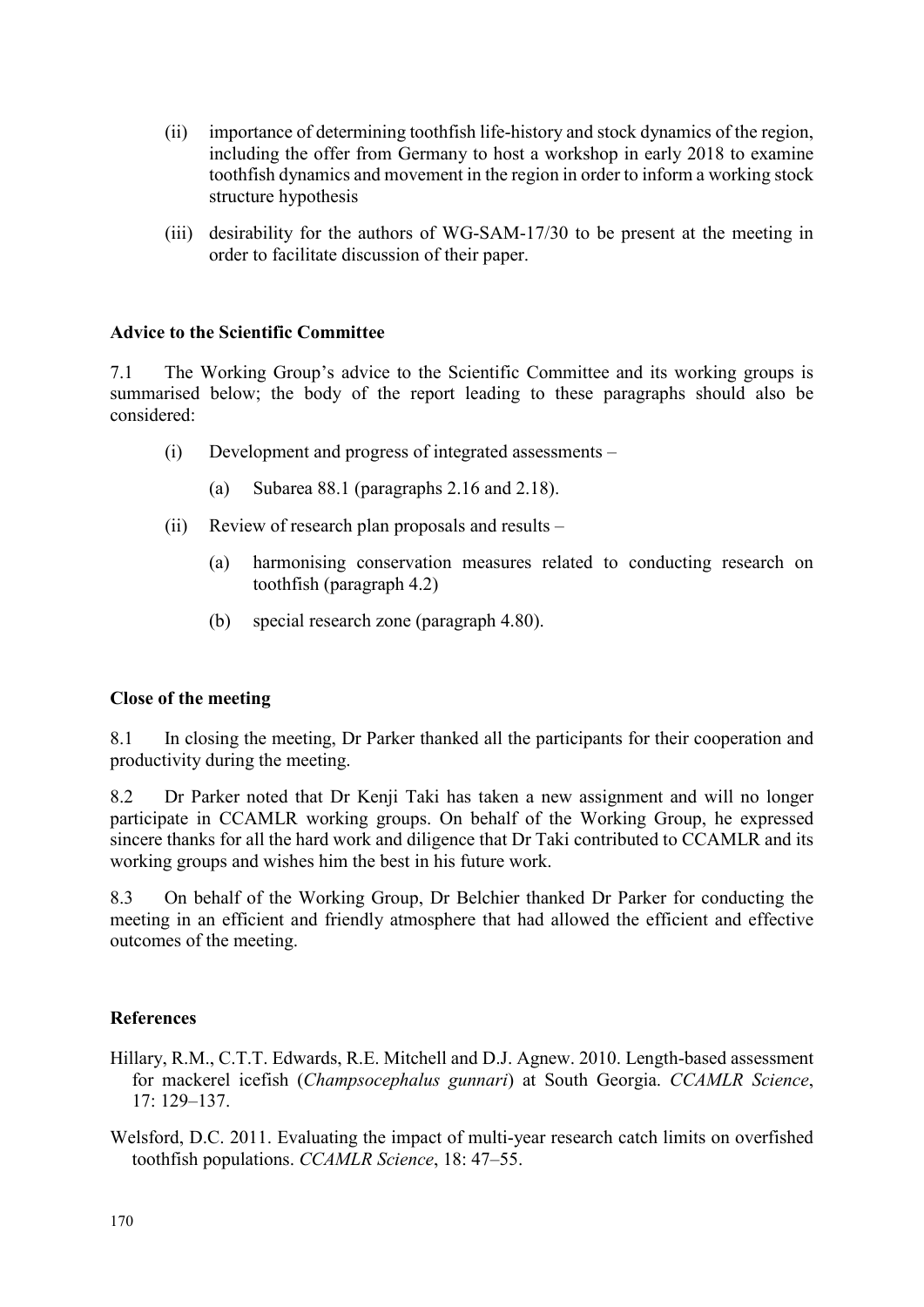(ii) importance of determining toothfish life-history and stock dynamics of the region, including the offer from Germany to host a workshop in early 2018 to examine toothfish dynamics and movement in the region in order to inform a working stock structure hypothesis

(iii) desirability for the authors of WG-SAM-17/30 to be present at the meeting in order to facilitate discussion of their paper.

## Advice to the Scientific Committee

7.1 The Working Group's advice to the Scientific Committee and its working groups is summarised below; the body of the report leading to these paragraphs should also be considered:

- (i) Development and progress of integrated assessments –
  - (a) Subarea 88.1 (paragraphs 2.16 and 2.18).
- (ii) Review of research plan proposals and results –
  - (a) harmonising conservation measures related to conducting research on toothfish (paragraph 4.2)
  - (b) special research zone (paragraph 4.80).

## Close of the meeting

8.1 In closing the meeting, Dr Parker thanked all the participants for their cooperation and productivity during the meeting.

8.2 Dr Parker noted that Dr Kenji Taki has taken a new assignment and will no longer participate in CCAMLR working groups. On behalf of the Working Group, he expressed sincere thanks for all the hard work and diligence that Dr Taki contributed to CCAMLR and its working groups and wishes him the best in his future work.

8.3 On behalf of the Working Group, Dr Belchier thanked Dr Parker for conducting the meeting in an efficient and friendly atmosphere that had allowed the efficient and effective outcomes of the meeting.

## References

Hillary, R.M., C.T.T. Edwards, R.E. Mitchell and D.J. Agnew. 2010. Length-based assessment for mackerel icefish (*Champsocephalus gunnari*) at South Georgia. *CCAMLR Science*, 17: 129–137.

Welsford, D.C. 2011. Evaluating the impact of multi-year research catch limits on overfished toothfish populations. *CCAMLR Science*, 18: 47–55.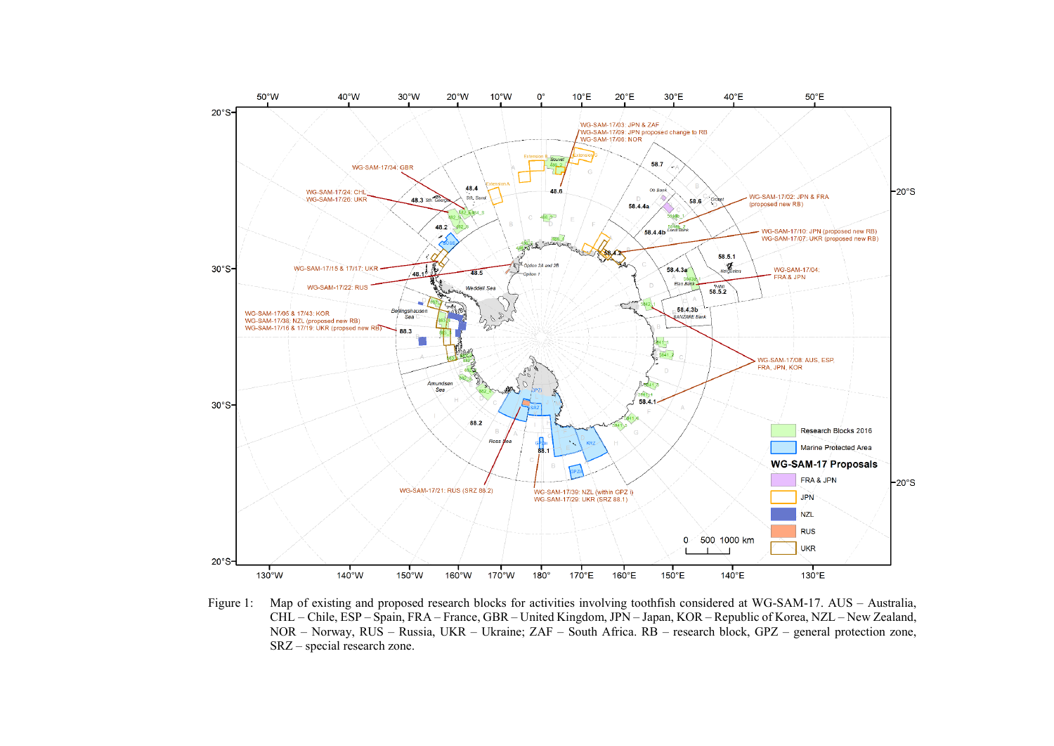Figure 1: Map of existing and proposed research blocks for activities involving toothfish considered at WG-SAM-17. AUS – Australia, CHL – Chile, ESP – Spain, FRA – France, GBR – United Kingdom, JPN – Japan, KOR – Republic of Korea, NZL – New Zealand, NOR – Norway, RUS – Russia, UKR – Ukraine; ZAF – South Africa. RB – research block, GPZ – general protection zone, SRZ – special research zone.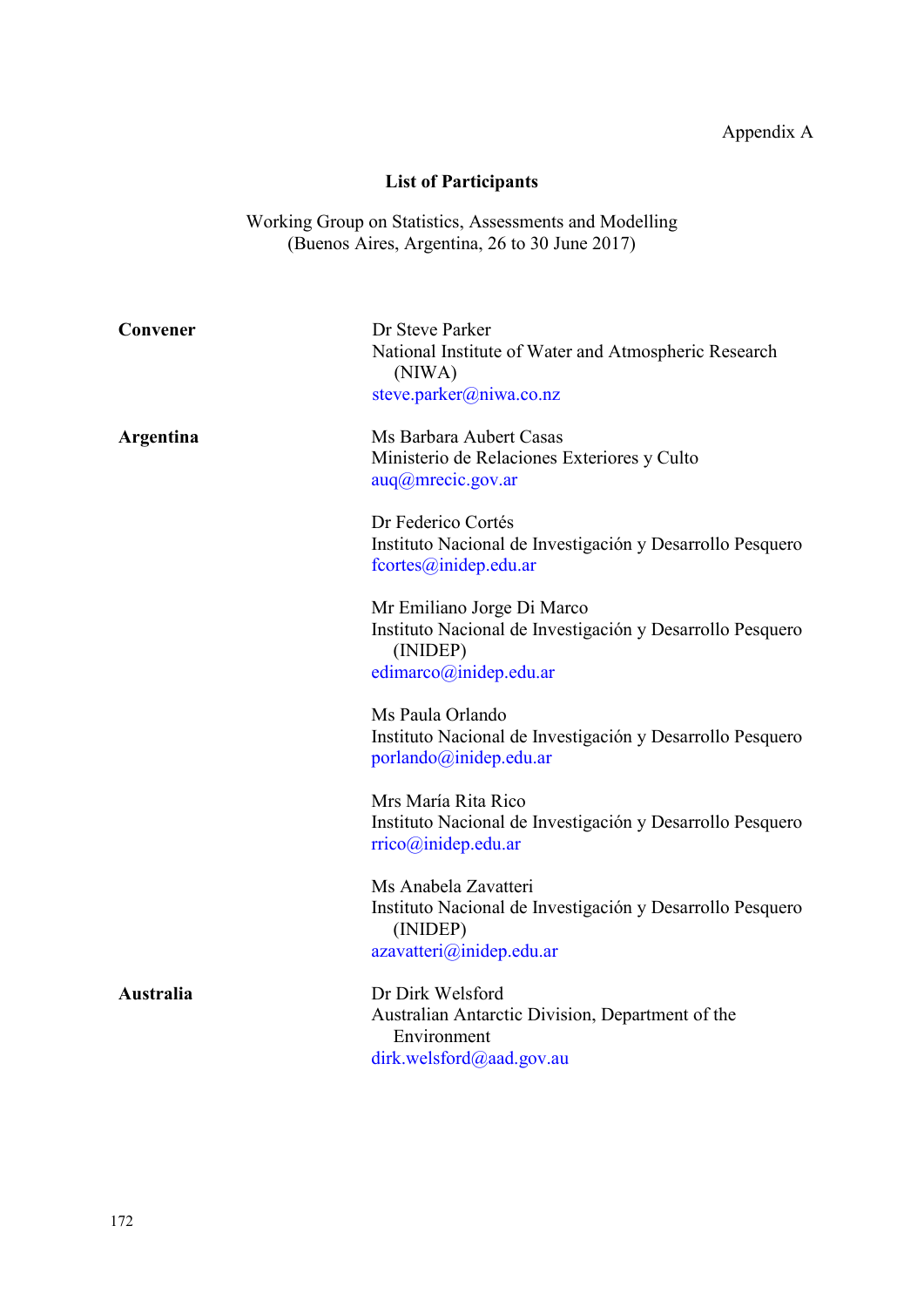Appendix A

## List of Participants

Working Group on Statistics, Assessments and Modelling
(Buenos Aires, Argentina, 26 to 30 June 2017)

| | |
|---|---|
| **Convener** | Dr Steve Parker<br>National Institute of Water and Atmospheric Research (NIWA)<br>steve.parker@niwa.co.nz |
| **Argentina** | Ms Barbara Aubert Casas<br>Ministerio de Relaciones Exteriores y Culto<br>auq@mrecic.gov.ar |
| | Dr Federico Cortés<br>Instituto Nacional de Investigación y Desarrollo Pesquero<br>fcortes@inidep.edu.ar |
| | Mr Emiliano Jorge Di Marco<br>Instituto Nacional de Investigación y Desarrollo Pesquero (INIDEP)<br>edimarco@inidep.edu.ar |
| | Ms Paula Orlando<br>Instituto Nacional de Investigación y Desarrollo Pesquero<br>porlando@inidep.edu.ar |
| | Mrs María Rita Rico<br>Instituto Nacional de Investigación y Desarrollo Pesquero<br>rrico@inidep.edu.ar |
| | Ms Anabela Zavatteri<br>Instituto Nacional de Investigación y Desarrollo Pesquero (INIDEP)<br>azavatteri@inidep.edu.ar |
| **Australia** | Dr Dirk Welsford<br>Australian Antarctic Division, Department of the Environment<br>dirk.welsford@aad.gov.au |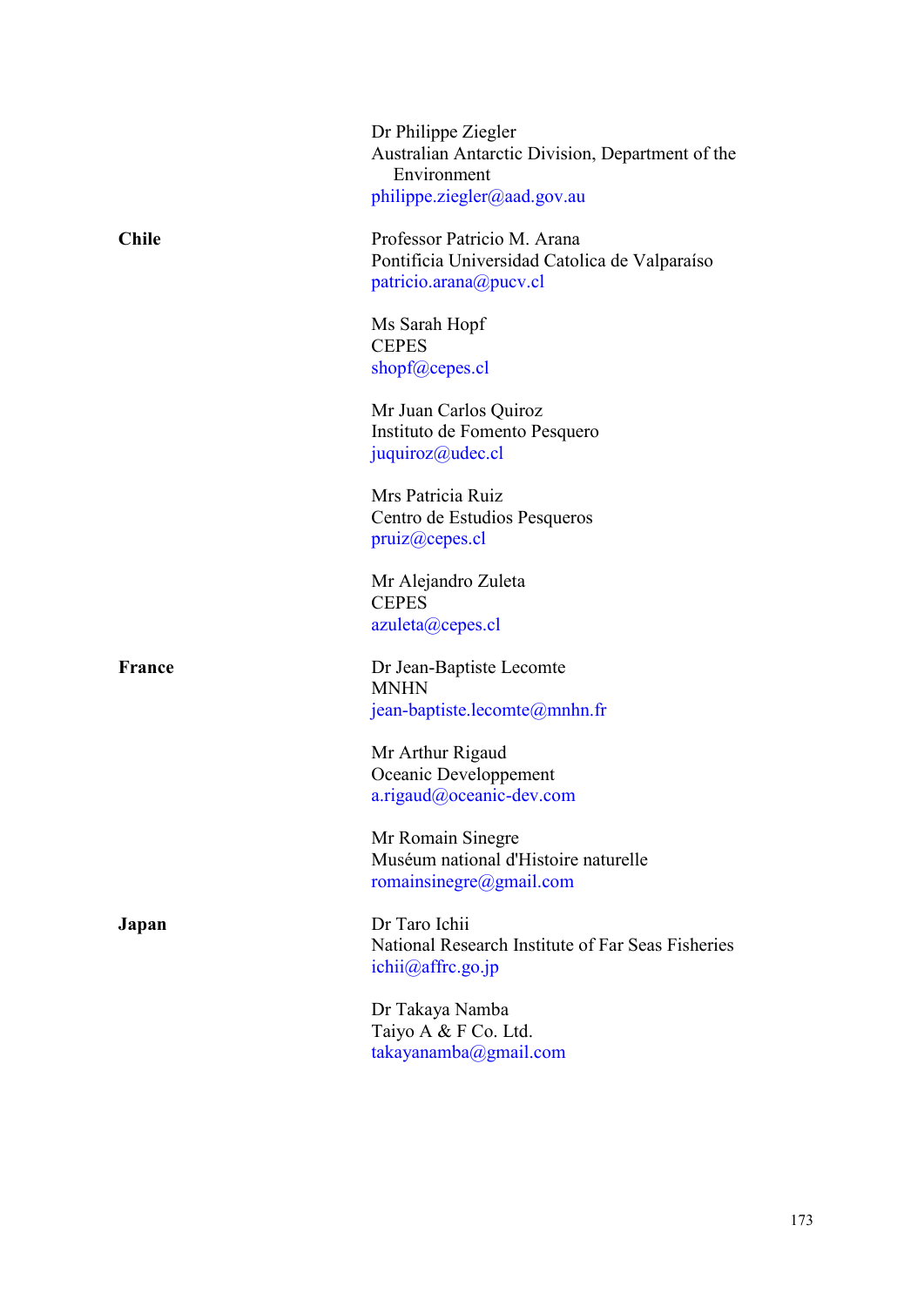| | |
|---|---|
| | Dr Philippe Ziegler<br>Australian Antarctic Division, Department of the Environment<br>philippe.ziegler@aad.gov.au |
| **Chile** | Professor Patricio M. Arana<br>Pontificia Universidad Catolica de Valparaíso<br>patricio.arana@pucv.cl |
| | Ms Sarah Hopf<br>CEPES<br>shopf@cepes.cl |
| | Mr Juan Carlos Quiroz<br>Instituto de Fomento Pesquero<br>juquiroz@udec.cl |
| | Mrs Patricia Ruiz<br>Centro de Estudios Pesqueros<br>pruiz@cepes.cl |
| | Mr Alejandro Zuleta<br>CEPES<br>azuleta@cepes.cl |
| **France** | Dr Jean-Baptiste Lecomte<br>MNHN<br>jean-baptiste.lecomte@mnhn.fr |
| | Mr Arthur Rigaud<br>Oceanic Developpement<br>a.rigaud@oceanic-dev.com |
| | Mr Romain Sinegre<br>Muséum national d'Histoire naturelle<br>romainsinegre@gmail.com |
| **Japan** | Dr Taro Ichii<br>National Research Institute of Far Seas Fisheries<br>ichii@affrc.go.jp |
| | Dr Takaya Namba<br>Taiyo A & F Co. Ltd.<br>takayanamba@gmail.com |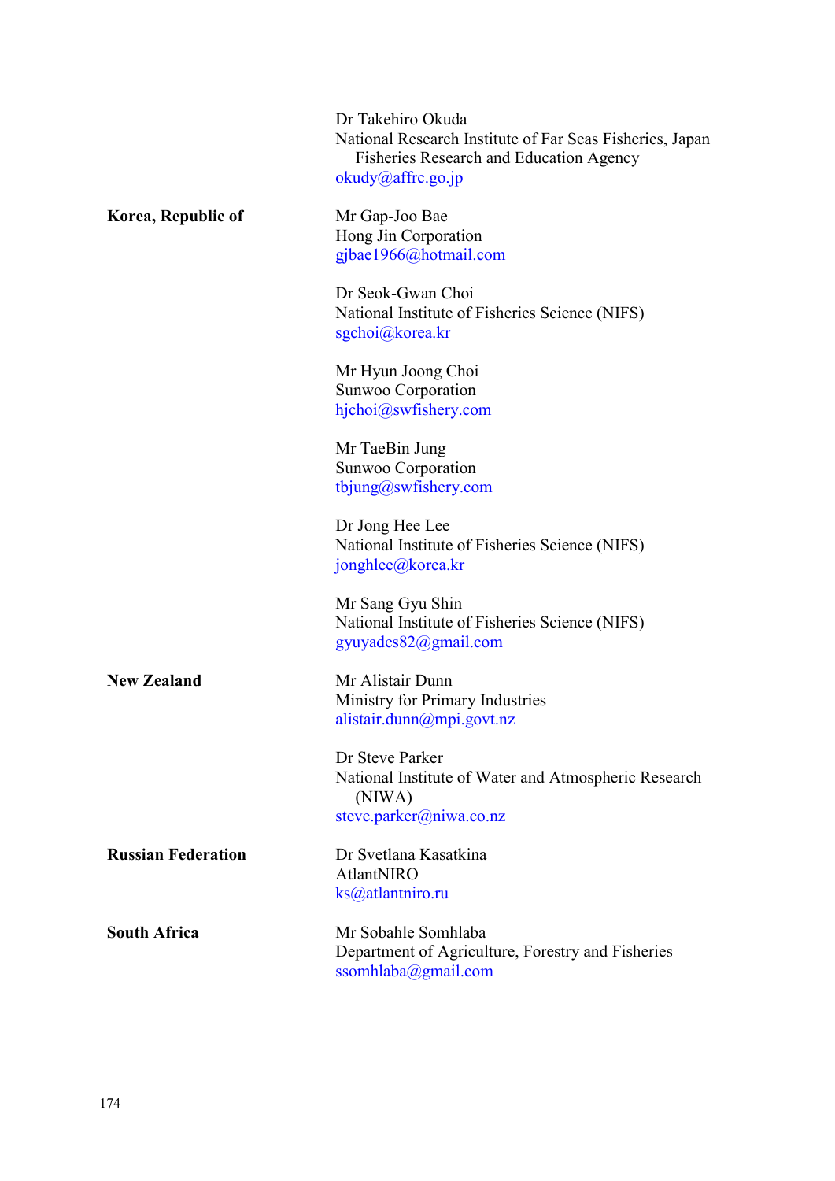| | |
|---|---|
| | Dr Takehiro Okuda<br>National Research Institute of Far Seas Fisheries, Japan Fisheries Research and Education Agency<br>okudy@affrc.go.jp |
| **Korea, Republic of** | Mr Gap-Joo Bae<br>Hong Jin Corporation<br>gjbae1966@hotmail.com |
| | Dr Seok-Gwan Choi<br>National Institute of Fisheries Science (NIFS)<br>sgchoi@korea.kr |
| | Mr Hyun Joong Choi<br>Sunwoo Corporation<br>hjchoi@swfishery.com |
| | Mr TaeBin Jung<br>Sunwoo Corporation<br>tbjung@swfishery.com |
| | Dr Jong Hee Lee<br>National Institute of Fisheries Science (NIFS)<br>jonghlee@korea.kr |
| | Mr Sang Gyu Shin<br>National Institute of Fisheries Science (NIFS)<br>gyuyades82@gmail.com |
| **New Zealand** | Mr Alistair Dunn<br>Ministry for Primary Industries<br>alistair.dunn@mpi.govt.nz |
| | Dr Steve Parker<br>National Institute of Water and Atmospheric Research (NIWA)<br>steve.parker@niwa.co.nz |
| **Russian Federation** | Dr Svetlana Kasatkina<br>AtlantNIRO<br>ks@atlantniro.ru |
| **South Africa** | Mr Sobahle Somhlaba<br>Department of Agriculture, Forestry and Fisheries<br>ssomhlaba@gmail.com |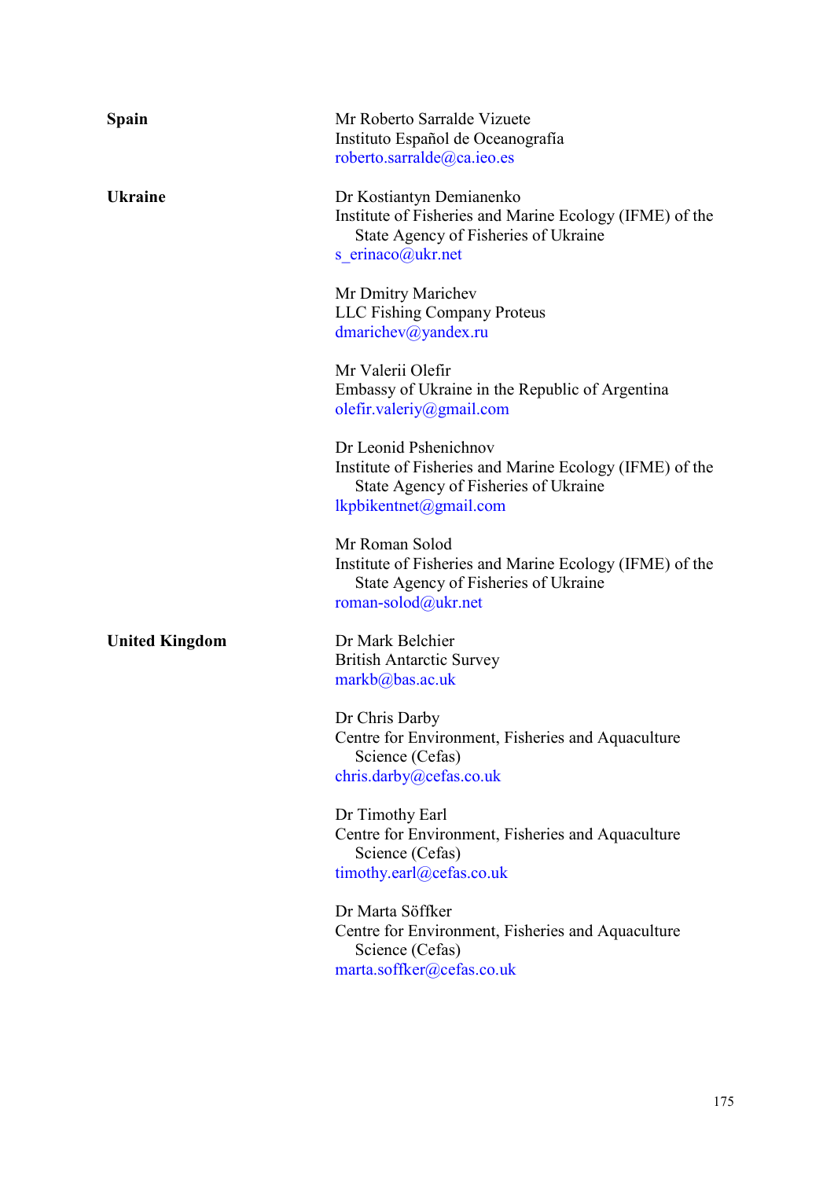| | |
|---|---|
| **Spain** | Mr Roberto Sarralde Vizuete<br>Instituto Español de Oceanografía<br>roberto.sarralde@ca.ieo.es |
| **Ukraine** | Dr Kostiantyn Demianenko<br>Institute of Fisheries and Marine Ecology (IFME) of the State Agency of Fisheries of Ukraine<br>s_erinaco@ukr.net |
| | Mr Dmitry Marichev<br>LLC Fishing Company Proteus<br>dmarichev@yandex.ru |
| | Mr Valerii Olefir<br>Embassy of Ukraine in the Republic of Argentina<br>olefir.valeriy@gmail.com |
| | Dr Leonid Pshenichnov<br>Institute of Fisheries and Marine Ecology (IFME) of the State Agency of Fisheries of Ukraine<br>lkpbikentnet@gmail.com |
| | Mr Roman Solod<br>Institute of Fisheries and Marine Ecology (IFME) of the State Agency of Fisheries of Ukraine<br>roman-solod@ukr.net |
| **United Kingdom** | Dr Mark Belchier<br>British Antarctic Survey<br>markb@bas.ac.uk |
| | Dr Chris Darby<br>Centre for Environment, Fisheries and Aquaculture Science (Cefas)<br>chris.darby@cefas.co.uk |
| | Dr Timothy Earl<br>Centre for Environment, Fisheries and Aquaculture Science (Cefas)<br>timothy.earl@cefas.co.uk |
| | Dr Marta Söffker<br>Centre for Environment, Fisheries and Aquaculture Science (Cefas)<br>marta.soffker@cefas.co.uk |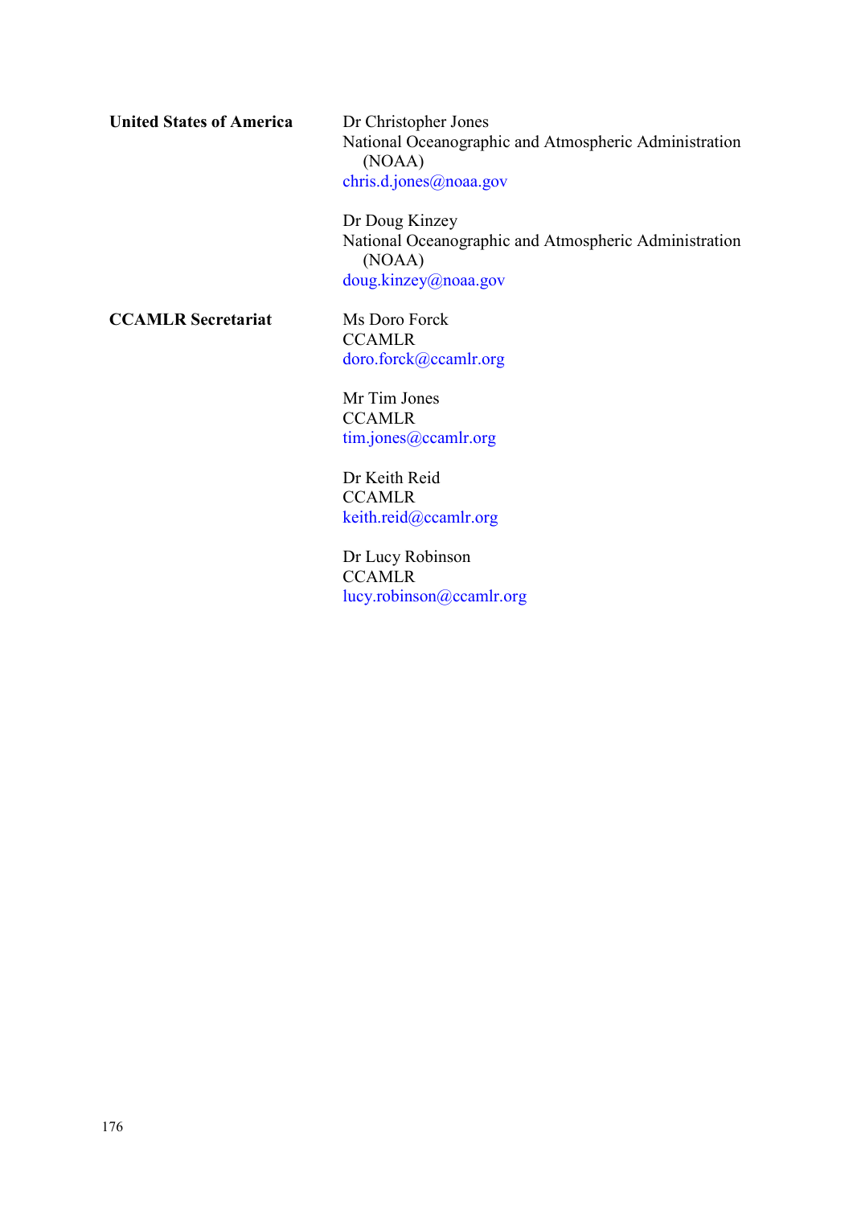| | |
|---|---|
| **United States of America** | Dr Christopher Jones<br>National Oceanographic and Atmospheric Administration (NOAA)<br>chris.d.jones@noaa.gov |
| | Dr Doug Kinzey<br>National Oceanographic and Atmospheric Administration (NOAA)<br>doug.kinzey@noaa.gov |
| **CCAMLR Secretariat** | Ms Doro Forck<br>CCAMLR<br>doro.forck@ccamlr.org |
| | Mr Tim Jones<br>CCAMLR<br>tim.jones@ccamlr.org |
| | Dr Keith Reid<br>CCAMLR<br>keith.reid@ccamlr.org |
| | Dr Lucy Robinson<br>CCAMLR<br>lucy.robinson@ccamlr.org |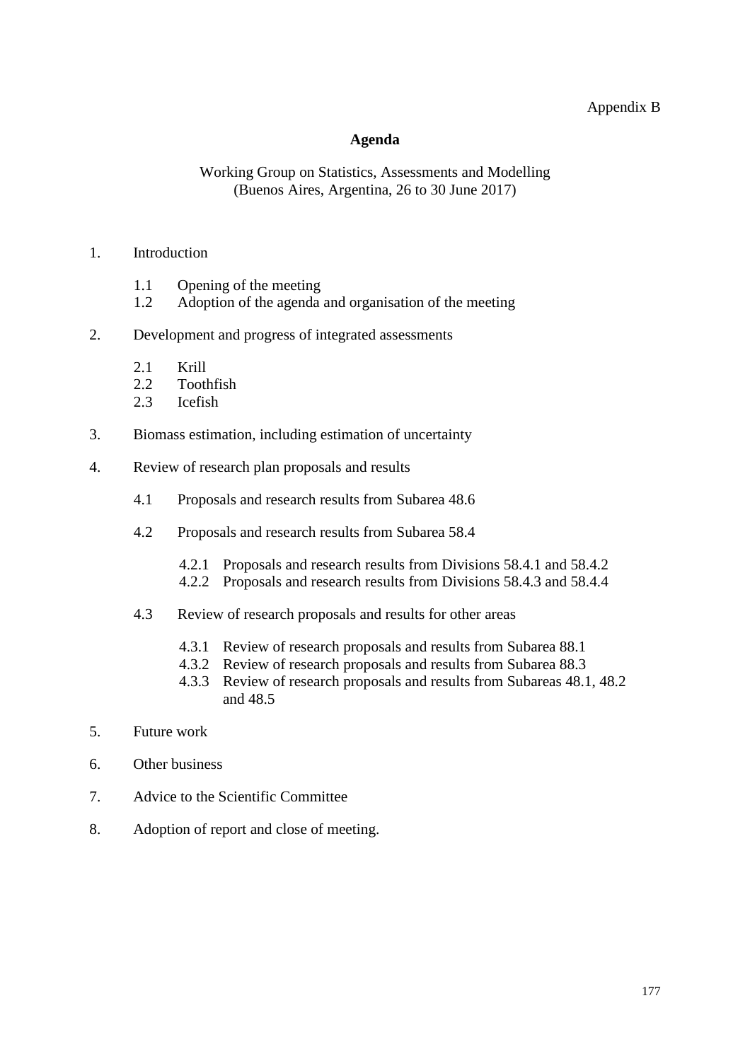Appendix B

# Agenda

Working Group on Statistics, Assessments and Modelling
(Buenos Aires, Argentina, 26 to 30 June 2017)

1. Introduction

   1.1 Opening of the meeting
   1.2 Adoption of the agenda and organisation of the meeting

2. Development and progress of integrated assessments

   2.1 Krill
   2.2 Toothfish
   2.3 Icefish

3. Biomass estimation, including estimation of uncertainty

4. Review of research plan proposals and results

   4.1 Proposals and research results from Subarea 48.6

   4.2 Proposals and research results from Subarea 58.4

      4.2.1 Proposals and research results from Divisions 58.4.1 and 58.4.2
      4.2.2 Proposals and research results from Divisions 58.4.3 and 58.4.4

   4.3 Review of research proposals and results for other areas

      4.3.1 Review of research proposals and results from Subarea 88.1
      4.3.2 Review of research proposals and results from Subarea 88.3
      4.3.3 Review of research proposals and results from Subareas 48.1, 48.2 and 48.5

5. Future work

6. Other business

7. Advice to the Scientific Committee

8. Adoption of report and close of meeting.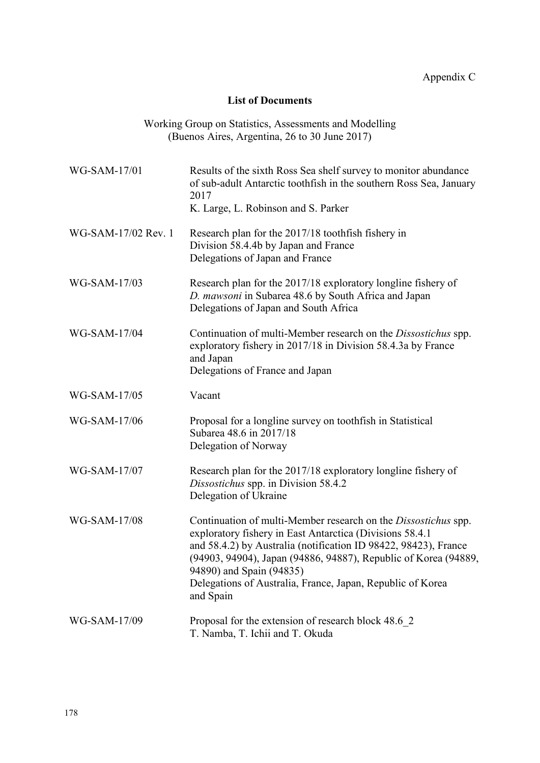Appendix C

## List of Documents

Working Group on Statistics, Assessments and Modelling
(Buenos Aires, Argentina, 26 to 30 June 2017)

| | |
|---|---|
| WG-SAM-17/01 | Results of the sixth Ross Sea shelf survey to monitor abundance of sub-adult Antarctic toothfish in the southern Ross Sea, January 2017<br>K. Large, L. Robinson and S. Parker |
| WG-SAM-17/02 Rev. 1 | Research plan for the 2017/18 toothfish fishery in Division 58.4.4b by Japan and France<br>Delegations of Japan and France |
| WG-SAM-17/03 | Research plan for the 2017/18 exploratory longline fishery of *D. mawsoni* in Subarea 48.6 by South Africa and Japan<br>Delegations of Japan and South Africa |
| WG-SAM-17/04 | Continuation of multi-Member research on the *Dissostichus* spp. exploratory fishery in 2017/18 in Division 58.4.3a by France and Japan<br>Delegations of France and Japan |
| WG-SAM-17/05 | Vacant |
| WG-SAM-17/06 | Proposal for a longline survey on toothfish in Statistical Subarea 48.6 in 2017/18<br>Delegation of Norway |
| WG-SAM-17/07 | Research plan for the 2017/18 exploratory longline fishery of *Dissostichus* spp. in Division 58.4.2<br>Delegation of Ukraine |
| WG-SAM-17/08 | Continuation of multi-Member research on the *Dissostichus* spp. exploratory fishery in East Antarctica (Divisions 58.4.1 and 58.4.2) by Australia (notification ID 98422, 98423), France (94903, 94904), Japan (94886, 94887), Republic of Korea (94889, 94890) and Spain (94835)<br>Delegations of Australia, France, Japan, Republic of Korea and Spain |
| WG-SAM-17/09 | Proposal for the extension of research block 48.6_2<br>T. Namba, T. Ichii and T. Okuda |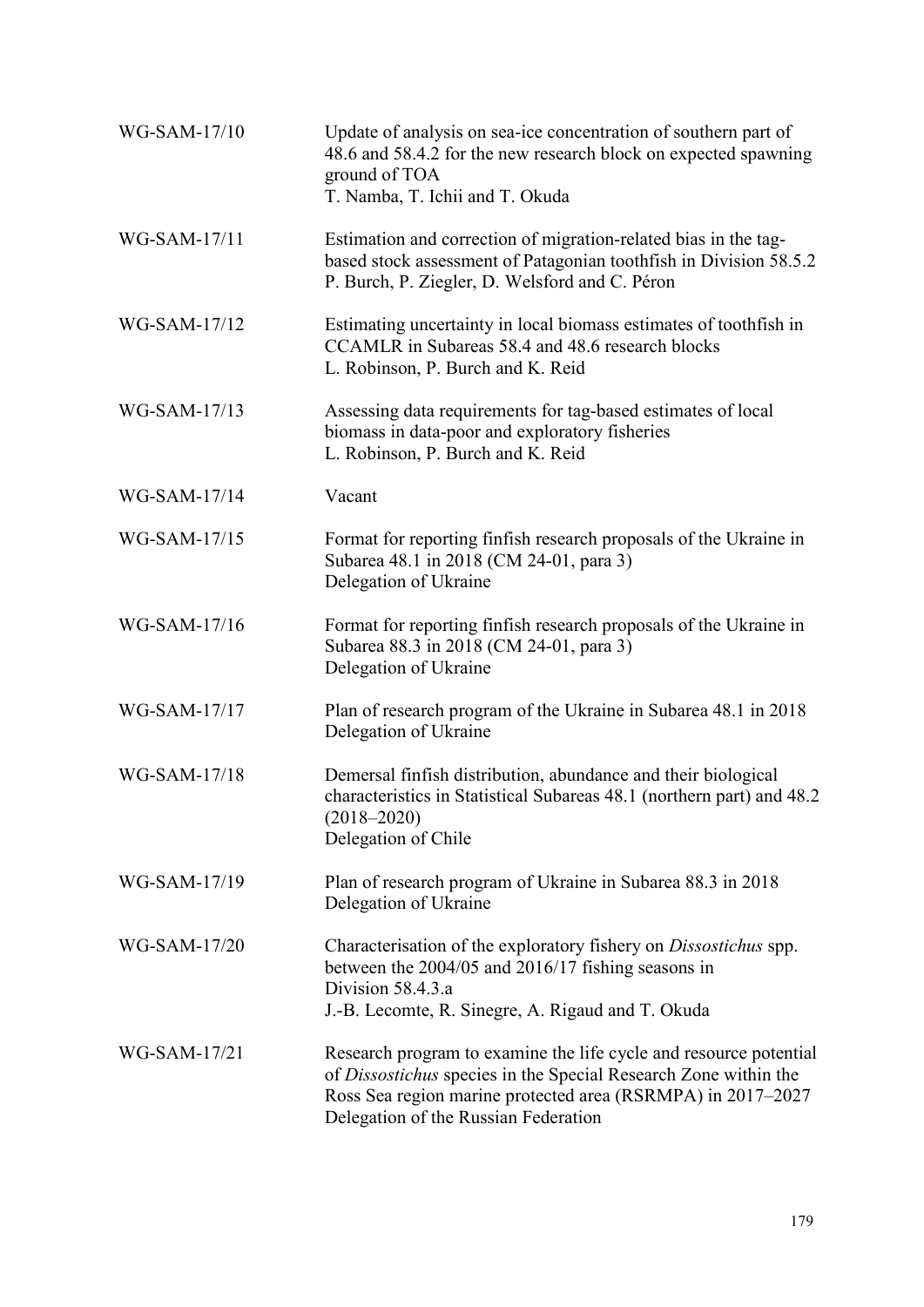| | |
|---|---|
| WG-SAM-17/10 | Update of analysis on sea-ice concentration of southern part of 48.6 and 58.4.2 for the new research block on expected spawning ground of TOA<br>T. Namba, T. Ichii and T. Okuda |
| WG-SAM-17/11 | Estimation and correction of migration-related bias in the tag-based stock assessment of Patagonian toothfish in Division 58.5.2<br>P. Burch, P. Ziegler, D. Welsford and C. Péron |
| WG-SAM-17/12 | Estimating uncertainty in local biomass estimates of toothfish in CCAMLR in Subareas 58.4 and 48.6 research blocks<br>L. Robinson, P. Burch and K. Reid |
| WG-SAM-17/13 | Assessing data requirements for tag-based estimates of local biomass in data-poor and exploratory fisheries<br>L. Robinson, P. Burch and K. Reid |
| WG-SAM-17/14 | Vacant |
| WG-SAM-17/15 | Format for reporting finfish research proposals of the Ukraine in Subarea 48.1 in 2018 (CM 24-01, para 3)<br>Delegation of Ukraine |
| WG-SAM-17/16 | Format for reporting finfish research proposals of the Ukraine in Subarea 88.3 in 2018 (CM 24-01, para 3)<br>Delegation of Ukraine |
| WG-SAM-17/17 | Plan of research program of the Ukraine in Subarea 48.1 in 2018<br>Delegation of Ukraine |
| WG-SAM-17/18 | Demersal finfish distribution, abundance and their biological characteristics in Statistical Subareas 48.1 (northern part) and 48.2 (2018–2020)<br>Delegation of Chile |
| WG-SAM-17/19 | Plan of research program of Ukraine in Subarea 88.3 in 2018<br>Delegation of Ukraine |
| WG-SAM-17/20 | Characterisation of the exploratory fishery on *Dissostichus* spp. between the 2004/05 and 2016/17 fishing seasons in Division 58.4.3.a<br>J.-B. Lecomte, R. Sinegre, A. Rigaud and T. Okuda |
| WG-SAM-17/21 | Research program to examine the life cycle and resource potential of *Dissostichus* species in the Special Research Zone within the Ross Sea region marine protected area (RSRMPA) in 2017–2027<br>Delegation of the Russian Federation |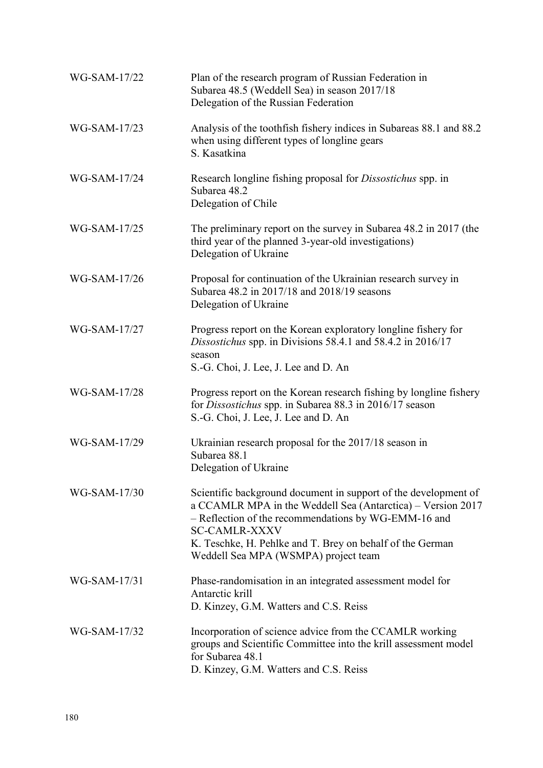| | |
|---|---|
| WG-SAM-17/22 | Plan of the research program of Russian Federation in Subarea 48.5 (Weddell Sea) in season 2017/18<br>Delegation of the Russian Federation |
| WG-SAM-17/23 | Analysis of the toothfish fishery indices in Subareas 88.1 and 88.2 when using different types of longline gears<br>S. Kasatkina |
| WG-SAM-17/24 | Research longline fishing proposal for *Dissostichus* spp. in Subarea 48.2<br>Delegation of Chile |
| WG-SAM-17/25 | The preliminary report on the survey in Subarea 48.2 in 2017 (the third year of the planned 3-year-old investigations)<br>Delegation of Ukraine |
| WG-SAM-17/26 | Proposal for continuation of the Ukrainian research survey in Subarea 48.2 in 2017/18 and 2018/19 seasons<br>Delegation of Ukraine |
| WG-SAM-17/27 | Progress report on the Korean exploratory longline fishery for *Dissostichus* spp. in Divisions 58.4.1 and 58.4.2 in 2016/17 season<br>S.-G. Choi, J. Lee, J. Lee and D. An |
| WG-SAM-17/28 | Progress report on the Korean research fishing by longline fishery for *Dissostichus* spp. in Subarea 88.3 in 2016/17 season<br>S.-G. Choi, J. Lee, J. Lee and D. An |
| WG-SAM-17/29 | Ukrainian research proposal for the 2017/18 season in Subarea 88.1<br>Delegation of Ukraine |
| WG-SAM-17/30 | Scientific background document in support of the development of a CCAMLR MPA in the Weddell Sea (Antarctica) – Version 2017 – Reflection of the recommendations by WG-EMM-16 and SC-CAMLR-XXXV<br>K. Teschke, H. Pehlke and T. Brey on behalf of the German Weddell Sea MPA (WSMPA) project team |
| WG-SAM-17/31 | Phase-randomisation in an integrated assessment model for Antarctic krill<br>D. Kinzey, G.M. Watters and C.S. Reiss |
| WG-SAM-17/32 | Incorporation of science advice from the CCAMLR working groups and Scientific Committee into the krill assessment model for Subarea 48.1<br>D. Kinzey, G.M. Watters and C.S. Reiss |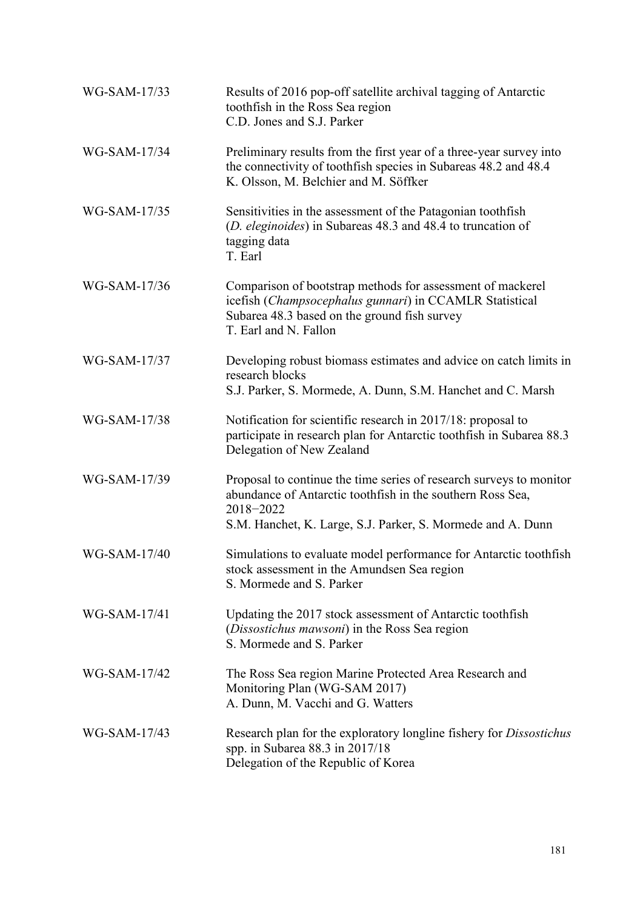| | |
|---|---|
| WG-SAM-17/33 | Results of 2016 pop-off satellite archival tagging of Antarctic toothfish in the Ross Sea region<br>C.D. Jones and S.J. Parker |
| WG-SAM-17/34 | Preliminary results from the first year of a three-year survey into the connectivity of toothfish species in Subareas 48.2 and 48.4<br>K. Olsson, M. Belchier and M. Söffker |
| WG-SAM-17/35 | Sensitivities in the assessment of the Patagonian toothfish (*D. eleginoides*) in Subareas 48.3 and 48.4 to truncation of tagging data<br>T. Earl |
| WG-SAM-17/36 | Comparison of bootstrap methods for assessment of mackerel icefish (*Champsocephalus gunnari*) in CCAMLR Statistical Subarea 48.3 based on the ground fish survey<br>T. Earl and N. Fallon |
| WG-SAM-17/37 | Developing robust biomass estimates and advice on catch limits in research blocks<br>S.J. Parker, S. Mormede, A. Dunn, S.M. Hanchet and C. Marsh |
| WG-SAM-17/38 | Notification for scientific research in 2017/18: proposal to participate in research plan for Antarctic toothfish in Subarea 88.3<br>Delegation of New Zealand |
| WG-SAM-17/39 | Proposal to continue the time series of research surveys to monitor abundance of Antarctic toothfish in the southern Ross Sea, 2018−2022<br>S.M. Hanchet, K. Large, S.J. Parker, S. Mormede and A. Dunn |
| WG-SAM-17/40 | Simulations to evaluate model performance for Antarctic toothfish stock assessment in the Amundsen Sea region<br>S. Mormede and S. Parker |
| WG-SAM-17/41 | Updating the 2017 stock assessment of Antarctic toothfish (*Dissostichus mawsoni*) in the Ross Sea region<br>S. Mormede and S. Parker |
| WG-SAM-17/42 | The Ross Sea region Marine Protected Area Research and Monitoring Plan (WG-SAM 2017)<br>A. Dunn, M. Vacchi and G. Watters |
| WG-SAM-17/43 | Research plan for the exploratory longline fishery for *Dissostichus* spp. in Subarea 88.3 in 2017/18<br>Delegation of the Republic of Korea |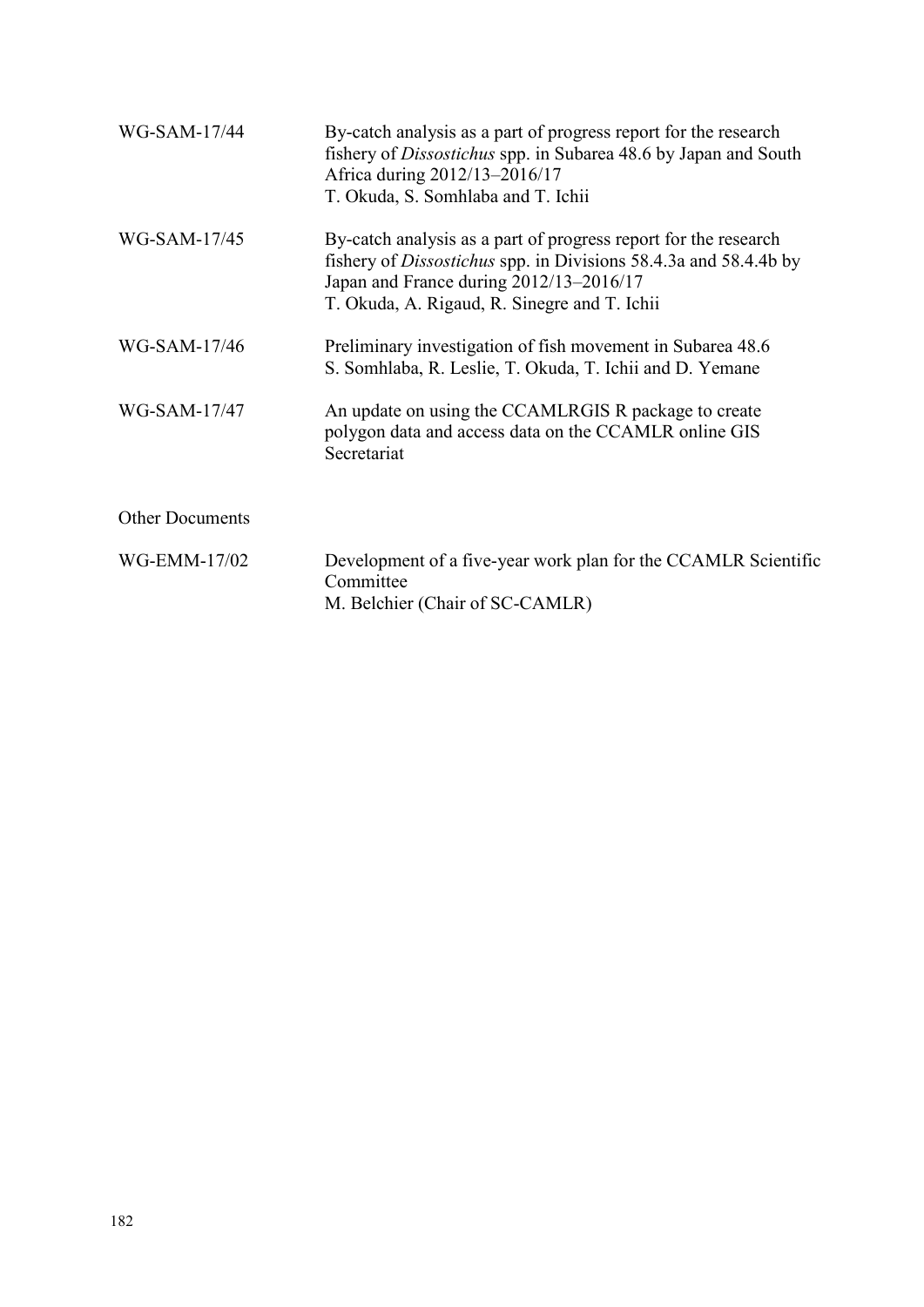WG-SAM-17/44 By-catch analysis as a part of progress report for the research fishery of *Dissostichus* spp. in Subarea 48.6 by Japan and South Africa during 2012/13–2016/17
T. Okuda, S. Somhlaba and T. Ichii

WG-SAM-17/45 By-catch analysis as a part of progress report for the research fishery of *Dissostichus* spp. in Divisions 58.4.3a and 58.4.4b by Japan and France during 2012/13–2016/17
T. Okuda, A. Rigaud, R. Sinegre and T. Ichii

WG-SAM-17/46 Preliminary investigation of fish movement in Subarea 48.6
S. Somhlaba, R. Leslie, T. Okuda, T. Ichii and D. Yemane

WG-SAM-17/47 An update on using the CCAMLRGIS R package to create polygon data and access data on the CCAMLR online GIS
Secretariat

Other Documents

WG-EMM-17/02 Development of a five-year work plan for the CCAMLR Scientific Committee
M. Belchier (Chair of SC-CAMLR)